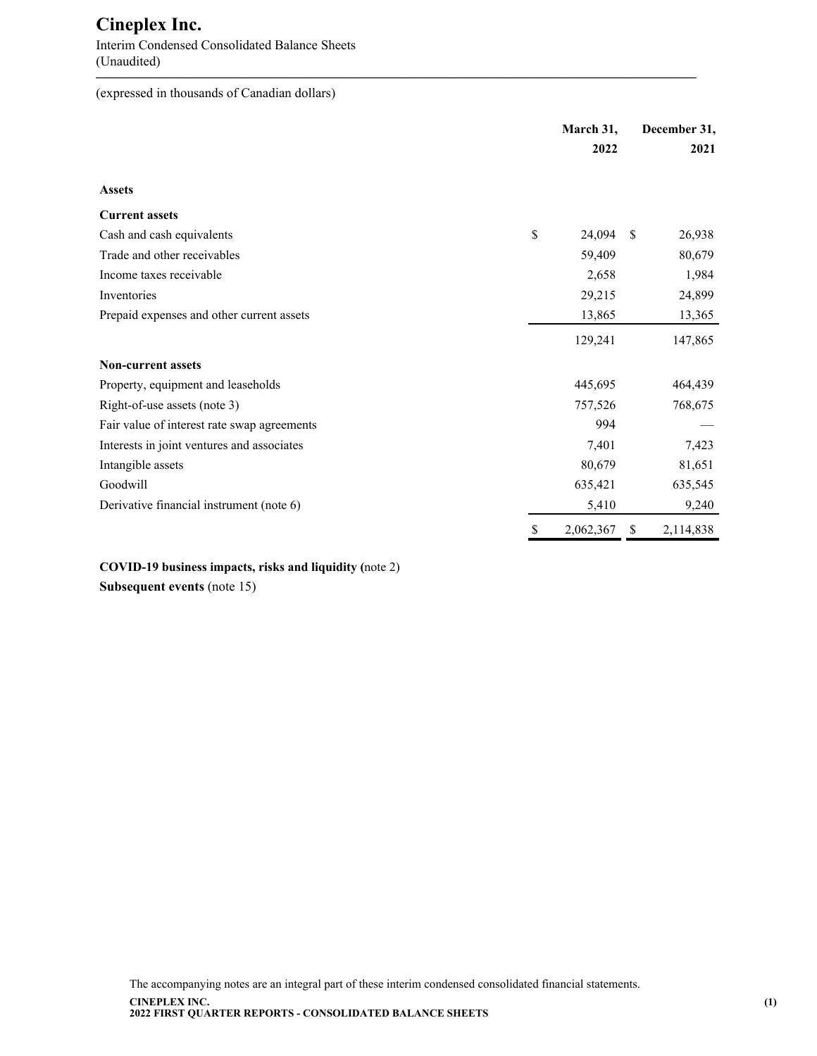# Cineplex Inc.

Interim Condensed Consolidated Balance Sheets
(Unaudited)

(expressed in thousands of Canadian dollars)

| | March 31, 2022 | December 31, 2021 |
|---|---|---|
| **Assets** | | |
| **Current assets** | | |
| Cash and cash equivalents | $ 24,094 | $ 26,938 |
| Trade and other receivables | 59,409 | 80,679 |
| Income taxes receivable | 2,658 | 1,984 |
| Inventories | 29,215 | 24,899 |
| Prepaid expenses and other current assets | 13,865 | 13,365 |
| | 129,241 | 147,865 |
| **Non-current assets** | | |
| Property, equipment and leaseholds | 445,695 | 464,439 |
| Right-of-use assets (note 3) | 757,526 | 768,675 |
| Fair value of interest rate swap agreements | 994 | — |
| Interests in joint ventures and associates | 7,401 | 7,423 |
| Intangible assets | 80,679 | 81,651 |
| Goodwill | 635,421 | 635,545 |
| Derivative financial instrument (note 6) | 5,410 | 9,240 |
| | $ 2,062,367 | $ 2,114,838 |

**COVID-19 business impacts, risks and liquidity (**note 2)

**Subsequent events** (note 15)

The accompanying notes are an integral part of these interim condensed consolidated financial statements.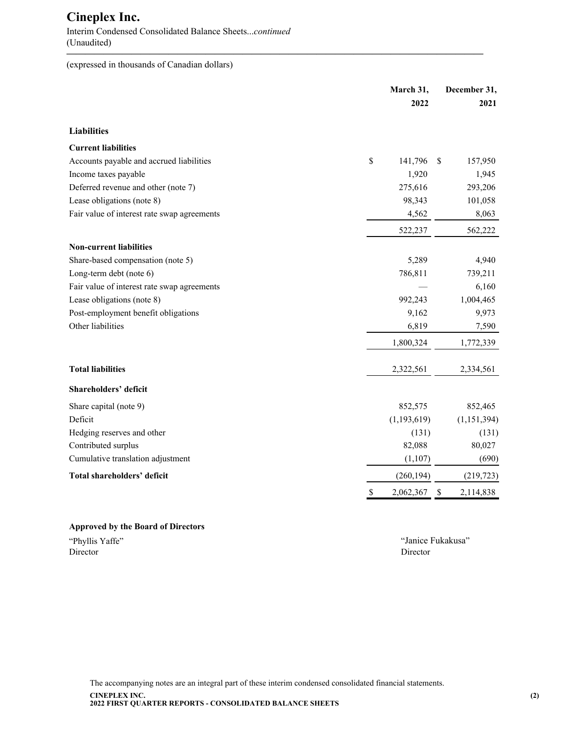# Cineplex Inc.

Interim Condensed Consolidated Balance Sheets...*continued*
(Unaudited)

(expressed in thousands of Canadian dollars)

| | March 31, 2022 | December 31, 2021 |
|---|---|---|
| **Liabilities** | | |
| **Current liabilities** | | |
| Accounts payable and accrued liabilities | $ 141,796 | $ 157,950 |
| Income taxes payable | 1,920 | 1,945 |
| Deferred revenue and other (note 7) | 275,616 | 293,206 |
| Lease obligations (note 8) | 98,343 | 101,058 |
| Fair value of interest rate swap agreements | 4,562 | 8,063 |
| | 522,237 | 562,222 |
| **Non-current liabilities** | | |
| Share-based compensation (note 5) | 5,289 | 4,940 |
| Long-term debt (note 6) | 786,811 | 739,211 |
| Fair value of interest rate swap agreements | — | 6,160 |
| Lease obligations (note 8) | 992,243 | 1,004,465 |
| Post-employment benefit obligations | 9,162 | 9,973 |
| Other liabilities | 6,819 | 7,590 |
| | 1,800,324 | 1,772,339 |
| **Total liabilities** | 2,322,561 | 2,334,561 |
| **Shareholders' deficit** | | |
| Share capital (note 9) | 852,575 | 852,465 |
| Deficit | (1,193,619) | (1,151,394) |
| Hedging reserves and other | (131) | (131) |
| Contributed surplus | 82,088 | 80,027 |
| Cumulative translation adjustment | (1,107) | (690) |
| **Total shareholders' deficit** | (260,194) | (219,723) |
| | $ 2,062,367 | $ 2,114,838 |

**Approved by the Board of Directors**

"Phyllis Yaffe"
Director

"Janice Fukakusa"
Director

The accompanying notes are an integral part of these interim condensed consolidated financial statements.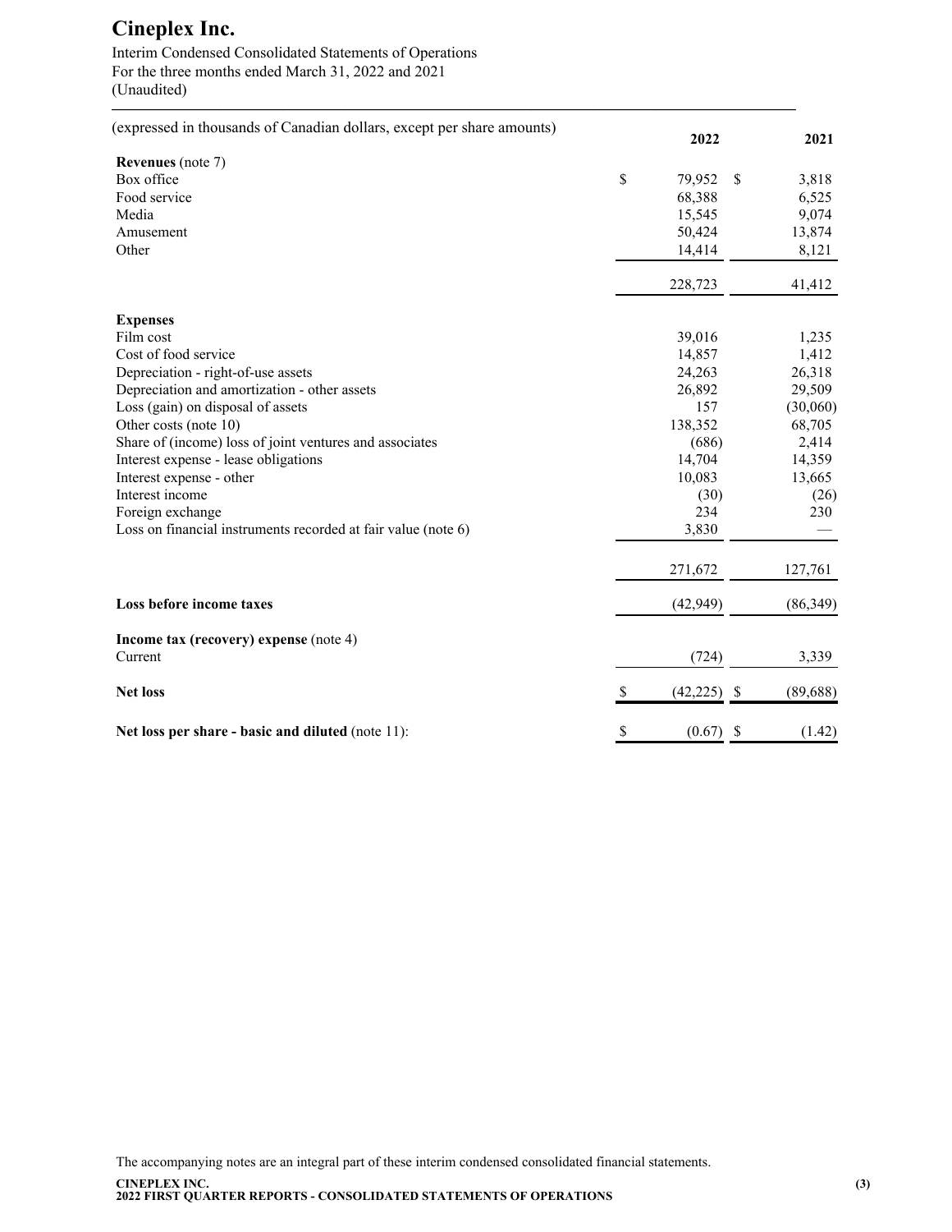# Cineplex Inc.

Interim Condensed Consolidated Statements of Operations
For the three months ended March 31, 2022 and 2021
(Unaudited)

| (expressed in thousands of Canadian dollars, except per share amounts) | 2022 | 2021 |
|---|---|---|
| **Revenues** (note 7) | | |
| Box office | $ 79,952 | $ 3,818 |
| Food service | 68,388 | 6,525 |
| Media | 15,545 | 9,074 |
| Amusement | 50,424 | 13,874 |
| Other | 14,414 | 8,121 |
| | 228,723 | 41,412 |
| **Expenses** | | |
| Film cost | 39,016 | 1,235 |
| Cost of food service | 14,857 | 1,412 |
| Depreciation - right-of-use assets | 24,263 | 26,318 |
| Depreciation and amortization - other assets | 26,892 | 29,509 |
| Loss (gain) on disposal of assets | 157 | (30,060) |
| Other costs (note 10) | 138,352 | 68,705 |
| Share of (income) loss of joint ventures and associates | (686) | 2,414 |
| Interest expense - lease obligations | 14,704 | 14,359 |
| Interest expense - other | 10,083 | 13,665 |
| Interest income | (30) | (26) |
| Foreign exchange | 234 | 230 |
| Loss on financial instruments recorded at fair value (note 6) | 3,830 | — |
| | 271,672 | 127,761 |
| **Loss before income taxes** | (42,949) | (86,349) |
| **Income tax (recovery) expense** (note 4) | | |
| Current | (724) | 3,339 |
| **Net loss** | $ (42,225) | $ (89,688) |
| **Net loss per share - basic and diluted** (note 11): | $ (0.67) | $ (1.42) |

The accompanying notes are an integral part of these interim condensed consolidated financial statements.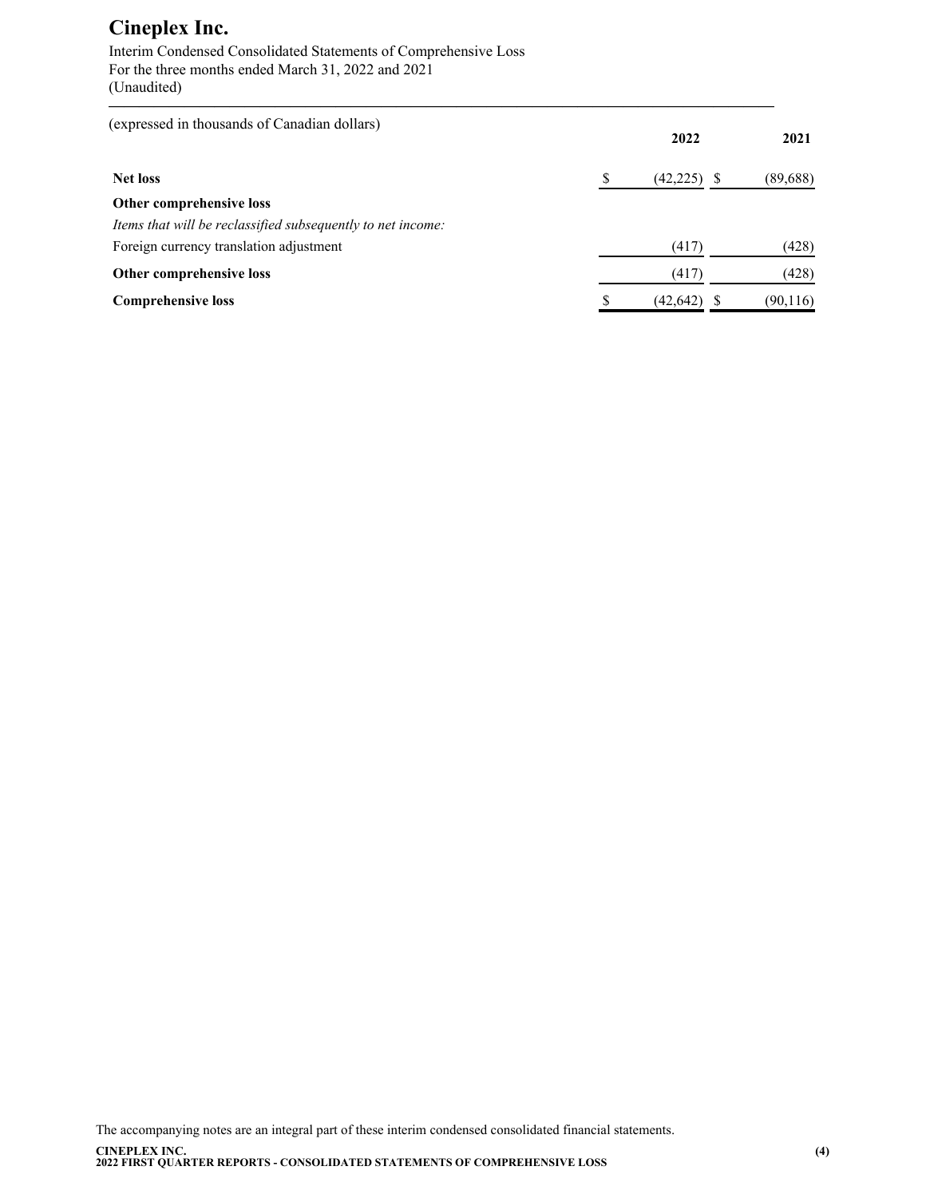# Cineplex Inc.

Interim Condensed Consolidated Statements of Comprehensive Loss
For the three months ended March 31, 2022 and 2021
(Unaudited)

| (expressed in thousands of Canadian dollars) | 2022 | 2021 |
|---|---|---|
| **Net loss** | $ (42,225) | $ (89,688) |
| **Other comprehensive loss** | | |
| *Items that will be reclassified subsequently to net income:* | | |
| Foreign currency translation adjustment | (417) | (428) |
| **Other comprehensive loss** | (417) | (428) |
| **Comprehensive loss** | $ (42,642) | $ (90,116) |

The accompanying notes are an integral part of these interim condensed consolidated financial statements.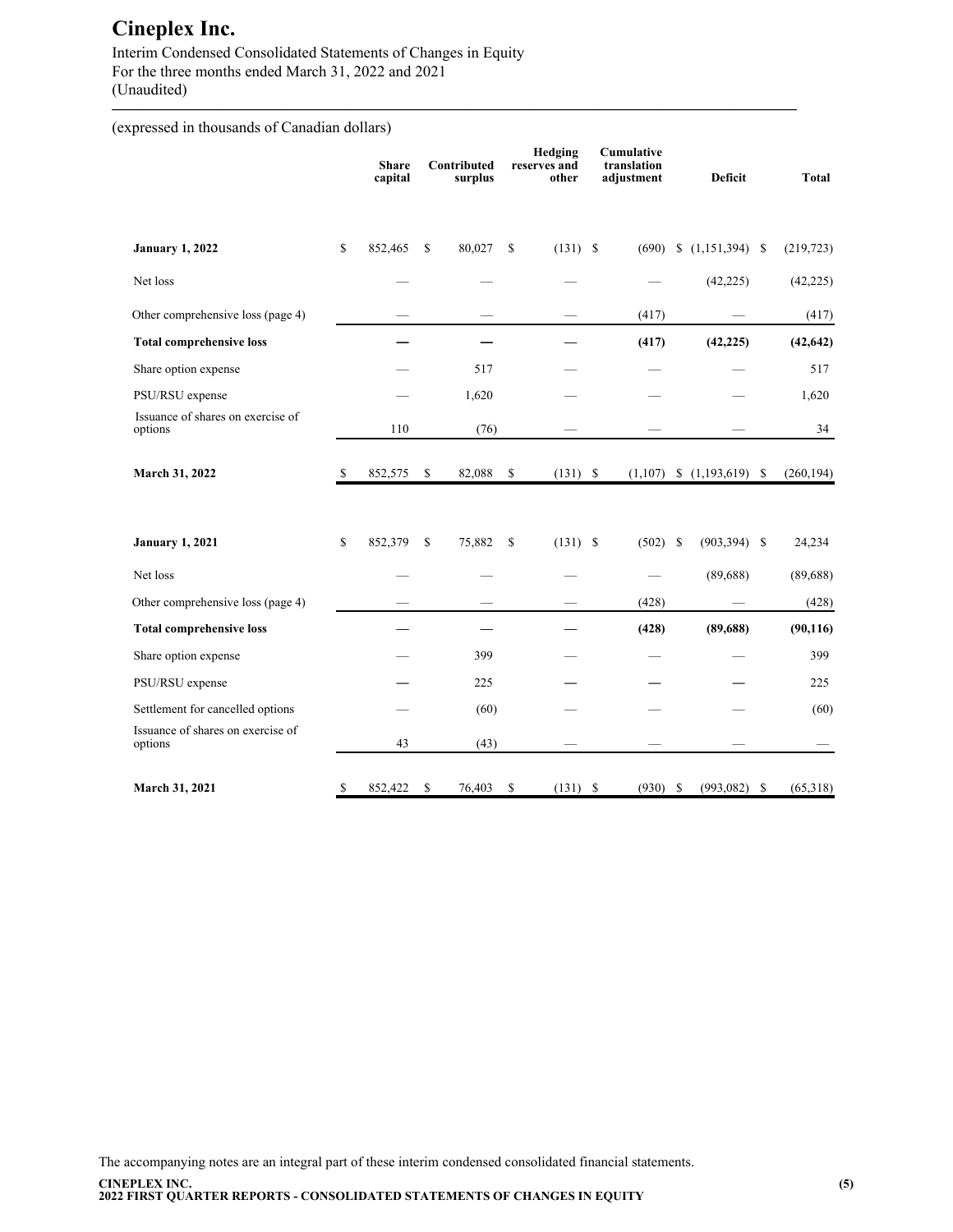# Cineplex Inc.

Interim Condensed Consolidated Statements of Changes in Equity
For the three months ended March 31, 2022 and 2021
(Unaudited)

(expressed in thousands of Canadian dollars)

| | Share capital | Contributed surplus | Hedging reserves and other | Cumulative translation adjustment | Deficit | Total |
|---|---|---|---|---|---|---|
| **January 1, 2022** | $ 852,465 | $ 80,027 | $ (131) | $ (690) | $ (1,151,394) | $ (219,723) |
| Net loss | — | — | — | — | (42,225) | (42,225) |
| Other comprehensive loss (page 4) | — | — | — | (417) | — | (417) |
| **Total comprehensive loss** | **—** | **—** | **—** | **(417)** | **(42,225)** | **(42,642)** |
| Share option expense | — | 517 | — | — | — | 517 |
| PSU/RSU expense | — | 1,620 | — | — | — | 1,620 |
| Issuance of shares on exercise of options | 110 | (76) | — | — | — | 34 |
| **March 31, 2022** | $ 852,575 | $ 82,088 | $ (131) | $ (1,107) | $ (1,193,619) | $ (260,194) |
| | | | | | | |
| **January 1, 2021** | $ 852,379 | $ 75,882 | $ (131) | $ (502) | $ (903,394) | $ 24,234 |
| Net loss | — | — | — | — | (89,688) | (89,688) |
| Other comprehensive loss (page 4) | — | — | — | (428) | — | (428) |
| **Total comprehensive loss** | **—** | **—** | **—** | **(428)** | **(89,688)** | **(90,116)** |
| Share option expense | — | 399 | — | — | — | 399 |
| PSU/RSU expense | — | 225 | — | — | — | 225 |
| Settlement for cancelled options | — | (60) | — | — | — | (60) |
| Issuance of shares on exercise of options | 43 | (43) | — | — | — | — |
| **March 31, 2021** | $ 852,422 | $ 76,403 | $ (131) | $ (930) | $ (993,082) | $ (65,318) |

The accompanying notes are an integral part of these interim condensed consolidated financial statements.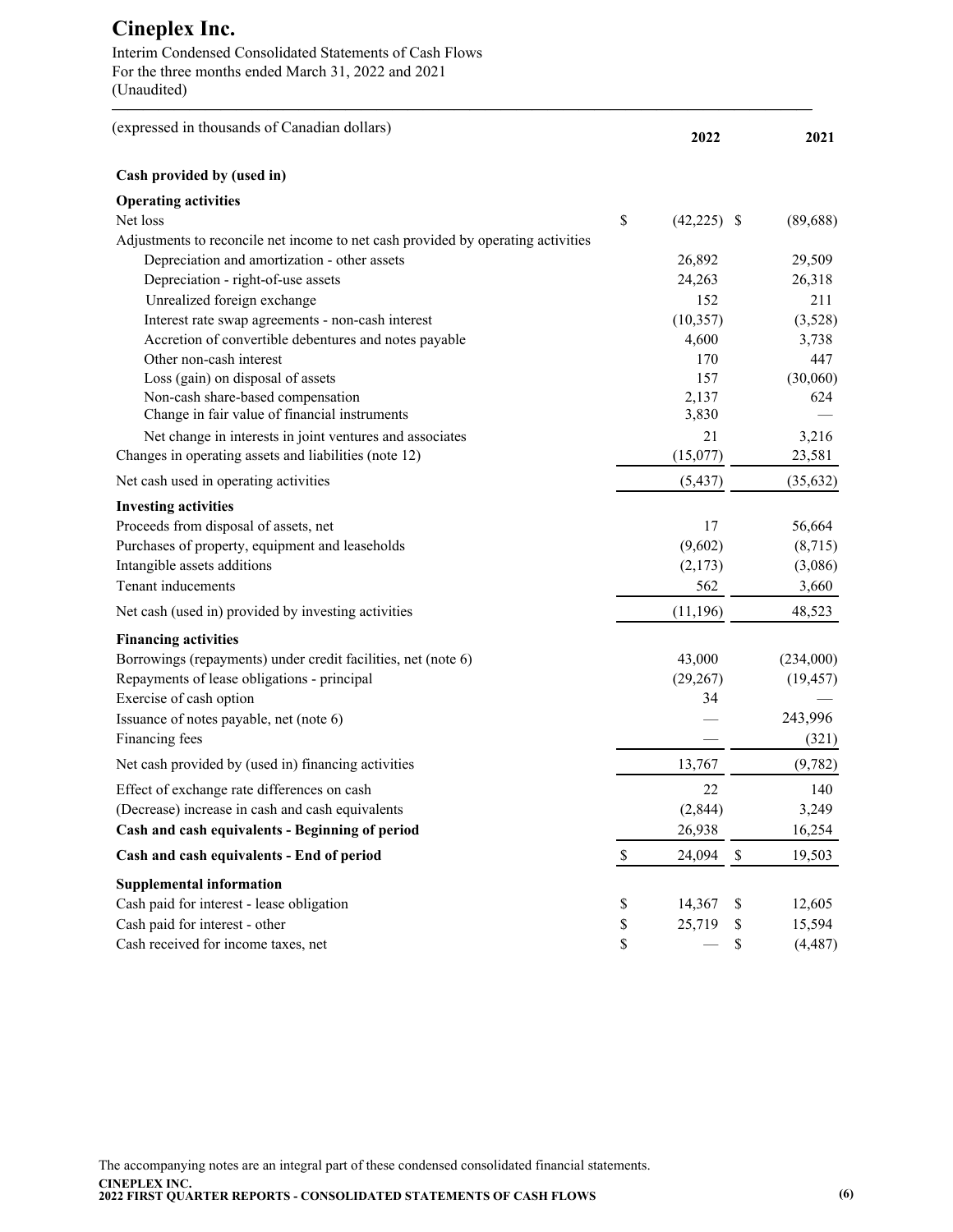# Cineplex Inc.

Interim Condensed Consolidated Statements of Cash Flows
For the three months ended March 31, 2022 and 2021
(Unaudited)

| (expressed in thousands of Canadian dollars) | 2022 | 2021 |
|---|---|---|
| **Cash provided by (used in)** | | |
| **Operating activities** | | |
| Net loss | $ (42,225) | $ (89,688) |
| Adjustments to reconcile net income to net cash provided by operating activities | | |
| Depreciation and amortization - other assets | 26,892 | 29,509 |
| Depreciation - right-of-use assets | 24,263 | 26,318 |
| Unrealized foreign exchange | 152 | 211 |
| Interest rate swap agreements - non-cash interest | (10,357) | (3,528) |
| Accretion of convertible debentures and notes payable | 4,600 | 3,738 |
| Other non-cash interest | 170 | 447 |
| Loss (gain) on disposal of assets | 157 | (30,060) |
| Non-cash share-based compensation | 2,137 | 624 |
| Change in fair value of financial instruments | 3,830 | — |
| Net change in interests in joint ventures and associates | 21 | 3,216 |
| Changes in operating assets and liabilities (note 12) | (15,077) | 23,581 |
| Net cash used in operating activities | (5,437) | (35,632) |
| **Investing activities** | | |
| Proceeds from disposal of assets, net | 17 | 56,664 |
| Purchases of property, equipment and leaseholds | (9,602) | (8,715) |
| Intangible assets additions | (2,173) | (3,086) |
| Tenant inducements | 562 | 3,660 |
| Net cash (used in) provided by investing activities | (11,196) | 48,523 |
| **Financing activities** | | |
| Borrowings (repayments) under credit facilities, net (note 6) | 43,000 | (234,000) |
| Repayments of lease obligations - principal | (29,267) | (19,457) |
| Exercise of cash option | 34 | — |
| Issuance of notes payable, net (note 6) | — | 243,996 |
| Financing fees | — | (321) |
| Net cash provided by (used in) financing activities | 13,767 | (9,782) |
| Effect of exchange rate differences on cash | 22 | 140 |
| (Decrease) increase in cash and cash equivalents | (2,844) | 3,249 |
| **Cash and cash equivalents - Beginning of period** | 26,938 | 16,254 |
| **Cash and cash equivalents - End of period** | $ 24,094 | $ 19,503 |
| **Supplemental information** | | |
| Cash paid for interest - lease obligation | $ 14,367 | $ 12,605 |
| Cash paid for interest - other | $ 25,719 | $ 15,594 |
| Cash received for income taxes, net | $ — | $ (4,487) |

The accompanying notes are an integral part of these condensed consolidated financial statements.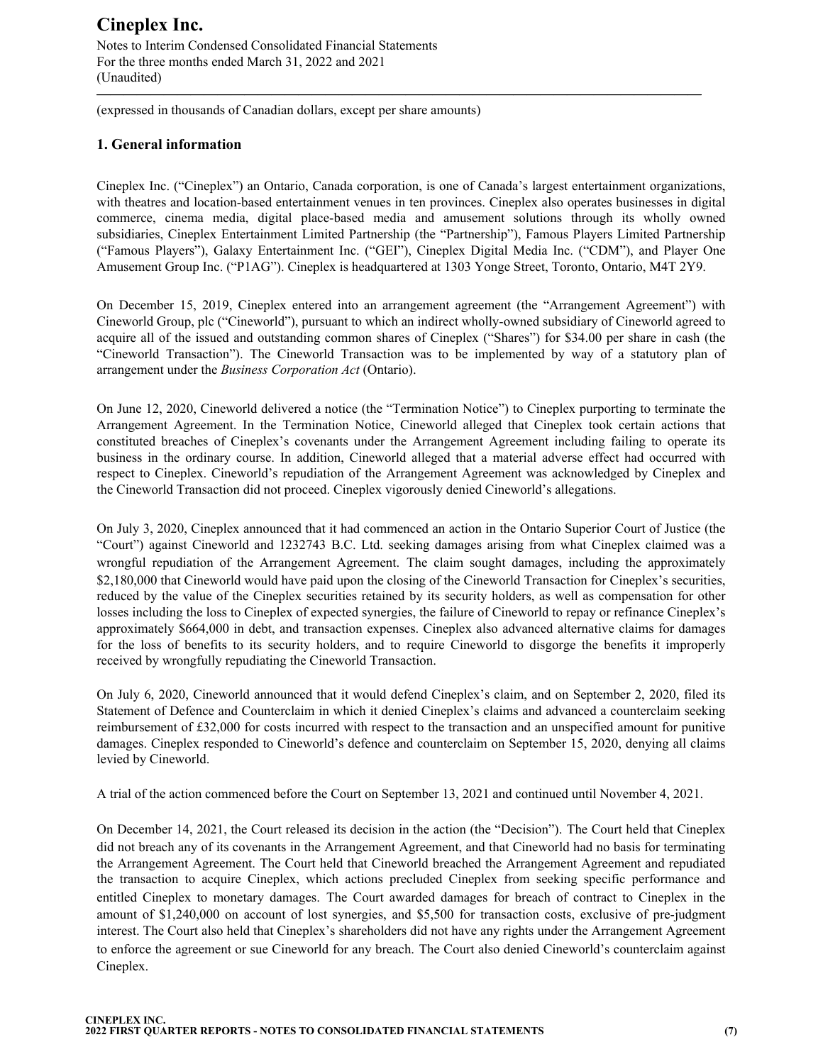# Cineplex Inc.

Notes to Interim Condensed Consolidated Financial Statements
For the three months ended March 31, 2022 and 2021
(Unaudited)

(expressed in thousands of Canadian dollars, except per share amounts)

## 1. General information

Cineplex Inc. ("Cineplex") an Ontario, Canada corporation, is one of Canada's largest entertainment organizations, with theatres and location-based entertainment venues in ten provinces. Cineplex also operates businesses in digital commerce, cinema media, digital place-based media and amusement solutions through its wholly owned subsidiaries, Cineplex Entertainment Limited Partnership (the "Partnership"), Famous Players Limited Partnership ("Famous Players"), Galaxy Entertainment Inc. ("GEI"), Cineplex Digital Media Inc. ("CDM"), and Player One Amusement Group Inc. ("P1AG"). Cineplex is headquartered at 1303 Yonge Street, Toronto, Ontario, M4T 2Y9.

On December 15, 2019, Cineplex entered into an arrangement agreement (the "Arrangement Agreement") with Cineworld Group, plc ("Cineworld"), pursuant to which an indirect wholly-owned subsidiary of Cineworld agreed to acquire all of the issued and outstanding common shares of Cineplex ("Shares") for $34.00 per share in cash (the "Cineworld Transaction"). The Cineworld Transaction was to be implemented by way of a statutory plan of arrangement under the *Business Corporation Act* (Ontario).

On June 12, 2020, Cineworld delivered a notice (the "Termination Notice") to Cineplex purporting to terminate the Arrangement Agreement. In the Termination Notice, Cineworld alleged that Cineplex took certain actions that constituted breaches of Cineplex's covenants under the Arrangement Agreement including failing to operate its business in the ordinary course. In addition, Cineworld alleged that a material adverse effect had occurred with respect to Cineplex. Cineworld's repudiation of the Arrangement Agreement was acknowledged by Cineplex and the Cineworld Transaction did not proceed. Cineplex vigorously denied Cineworld's allegations.

On July 3, 2020, Cineplex announced that it had commenced an action in the Ontario Superior Court of Justice (the "Court") against Cineworld and 1232743 B.C. Ltd. seeking damages arising from what Cineplex claimed was a wrongful repudiation of the Arrangement Agreement. The claim sought damages, including the approximately $2,180,000 that Cineworld would have paid upon the closing of the Cineworld Transaction for Cineplex's securities, reduced by the value of the Cineplex securities retained by its security holders, as well as compensation for other losses including the loss to Cineplex of expected synergies, the failure of Cineworld to repay or refinance Cineplex's approximately $664,000 in debt, and transaction expenses. Cineplex also advanced alternative claims for damages for the loss of benefits to its security holders, and to require Cineworld to disgorge the benefits it improperly received by wrongfully repudiating the Cineworld Transaction.

On July 6, 2020, Cineworld announced that it would defend Cineplex's claim, and on September 2, 2020, filed its Statement of Defence and Counterclaim in which it denied Cineplex's claims and advanced a counterclaim seeking reimbursement of £32,000 for costs incurred with respect to the transaction and an unspecified amount for punitive damages. Cineplex responded to Cineworld's defence and counterclaim on September 15, 2020, denying all claims levied by Cineworld.

A trial of the action commenced before the Court on September 13, 2021 and continued until November 4, 2021.

On December 14, 2021, the Court released its decision in the action (the "Decision"). The Court held that Cineplex did not breach any of its covenants in the Arrangement Agreement, and that Cineworld had no basis for terminating the Arrangement Agreement. The Court held that Cineworld breached the Arrangement Agreement and repudiated the transaction to acquire Cineplex, which actions precluded Cineplex from seeking specific performance and entitled Cineplex to monetary damages. The Court awarded damages for breach of contract to Cineplex in the amount of $1,240,000 on account of lost synergies, and $5,500 for transaction costs, exclusive of pre-judgment interest. The Court also held that Cineplex's shareholders did not have any rights under the Arrangement Agreement to enforce the agreement or sue Cineworld for any breach. The Court also denied Cineworld's counterclaim against Cineplex.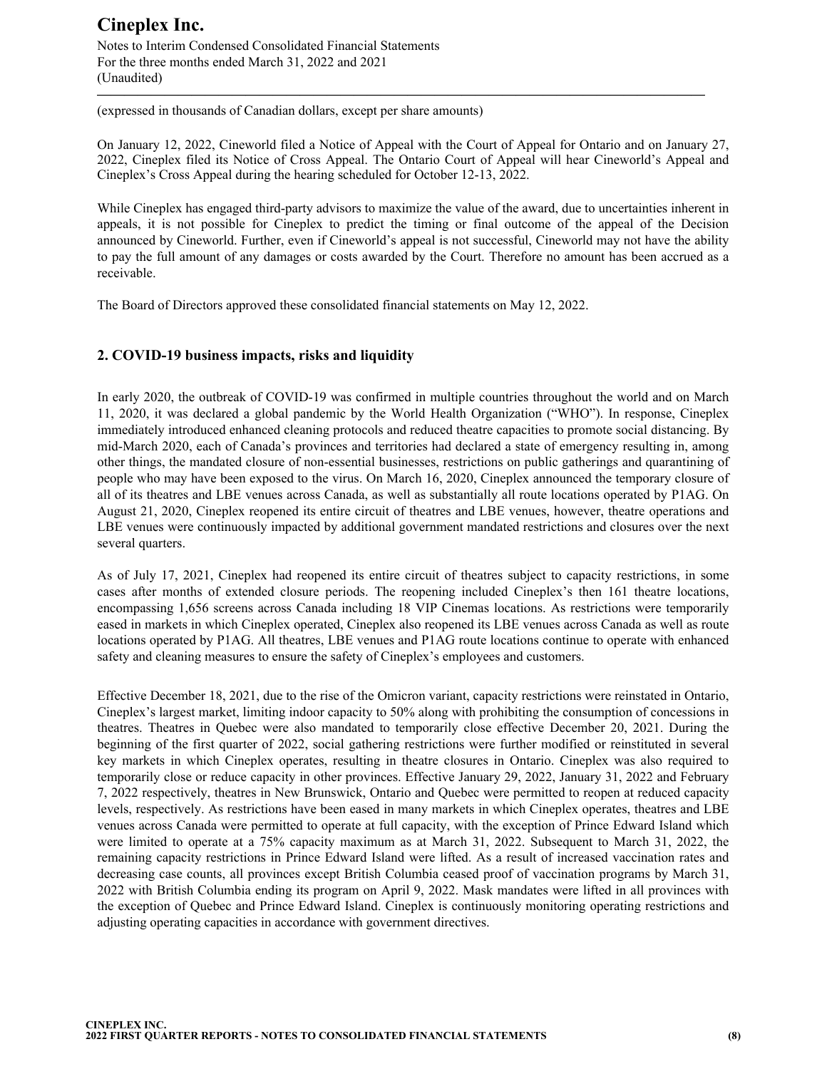(expressed in thousands of Canadian dollars, except per share amounts)

On January 12, 2022, Cineworld filed a Notice of Appeal with the Court of Appeal for Ontario and on January 27, 2022, Cineplex filed its Notice of Cross Appeal. The Ontario Court of Appeal will hear Cineworld's Appeal and Cineplex's Cross Appeal during the hearing scheduled for October 12-13, 2022.

While Cineplex has engaged third-party advisors to maximize the value of the award, due to uncertainties inherent in appeals, it is not possible for Cineplex to predict the timing or final outcome of the appeal of the Decision announced by Cineworld. Further, even if Cineworld's appeal is not successful, Cineworld may not have the ability to pay the full amount of any damages or costs awarded by the Court. Therefore no amount has been accrued as a receivable.

The Board of Directors approved these consolidated financial statements on May 12, 2022.

## 2. COVID-19 business impacts, risks and liquidity

In early 2020, the outbreak of COVID-19 was confirmed in multiple countries throughout the world and on March 11, 2020, it was declared a global pandemic by the World Health Organization ("WHO"). In response, Cineplex immediately introduced enhanced cleaning protocols and reduced theatre capacities to promote social distancing. By mid-March 2020, each of Canada's provinces and territories had declared a state of emergency resulting in, among other things, the mandated closure of non-essential businesses, restrictions on public gatherings and quarantining of people who may have been exposed to the virus. On March 16, 2020, Cineplex announced the temporary closure of all of its theatres and LBE venues across Canada, as well as substantially all route locations operated by P1AG. On August 21, 2020, Cineplex reopened its entire circuit of theatres and LBE venues, however, theatre operations and LBE venues were continuously impacted by additional government mandated restrictions and closures over the next several quarters.

As of July 17, 2021, Cineplex had reopened its entire circuit of theatres subject to capacity restrictions, in some cases after months of extended closure periods. The reopening included Cineplex's then 161 theatre locations, encompassing 1,656 screens across Canada including 18 VIP Cinemas locations. As restrictions were temporarily eased in markets in which Cineplex operated, Cineplex also reopened its LBE venues across Canada as well as route locations operated by P1AG. All theatres, LBE venues and P1AG route locations continue to operate with enhanced safety and cleaning measures to ensure the safety of Cineplex's employees and customers.

Effective December 18, 2021, due to the rise of the Omicron variant, capacity restrictions were reinstated in Ontario, Cineplex's largest market, limiting indoor capacity to 50% along with prohibiting the consumption of concessions in theatres. Theatres in Quebec were also mandated to temporarily close effective December 20, 2021. During the beginning of the first quarter of 2022, social gathering restrictions were further modified or reinstituted in several key markets in which Cineplex operates, resulting in theatre closures in Ontario. Cineplex was also required to temporarily close or reduce capacity in other provinces. Effective January 29, 2022, January 31, 2022 and February 7, 2022 respectively, theatres in New Brunswick, Ontario and Quebec were permitted to reopen at reduced capacity levels, respectively. As restrictions have been eased in many markets in which Cineplex operates, theatres and LBE venues across Canada were permitted to operate at full capacity, with the exception of Prince Edward Island which were limited to operate at a 75% capacity maximum as at March 31, 2022. Subsequent to March 31, 2022, the remaining capacity restrictions in Prince Edward Island were lifted. As a result of increased vaccination rates and decreasing case counts, all provinces except British Columbia ceased proof of vaccination programs by March 31, 2022 with British Columbia ending its program on April 9, 2022. Mask mandates were lifted in all provinces with the exception of Quebec and Prince Edward Island. Cineplex is continuously monitoring operating restrictions and adjusting operating capacities in accordance with government directives.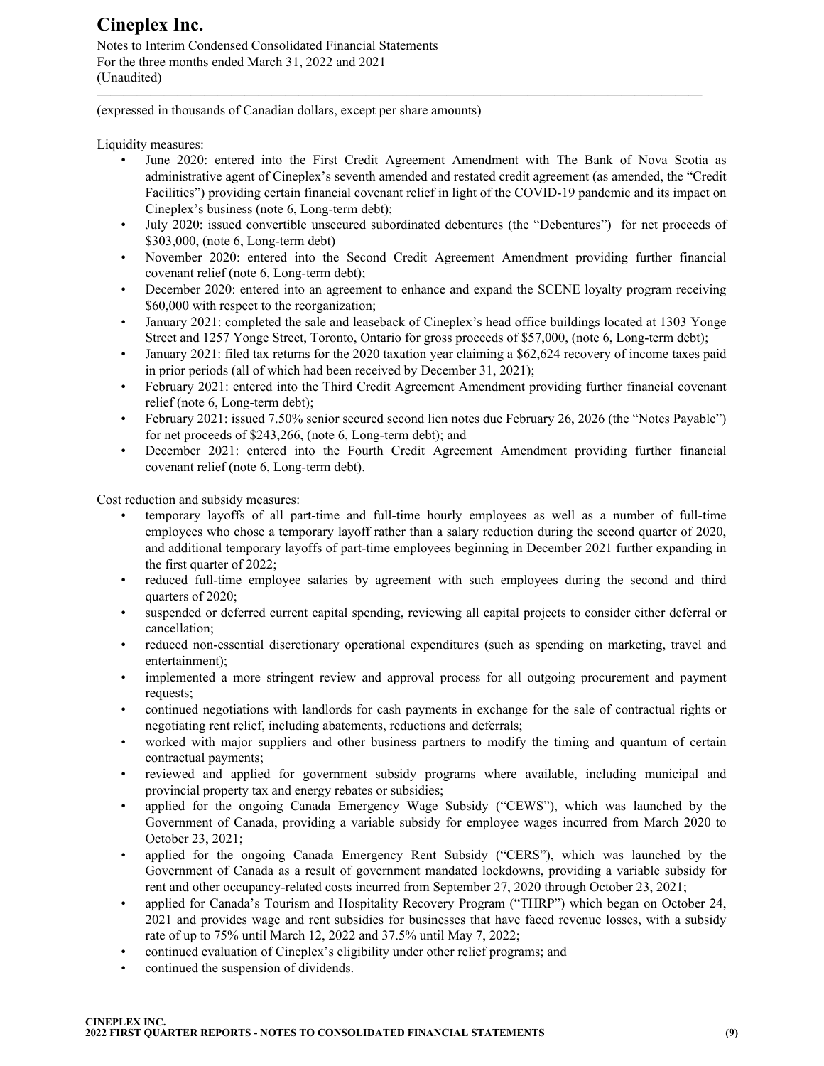(expressed in thousands of Canadian dollars, except per share amounts)

Liquidity measures:

- June 2020: entered into the First Credit Agreement Amendment with The Bank of Nova Scotia as administrative agent of Cineplex's seventh amended and restated credit agreement (as amended, the "Credit Facilities") providing certain financial covenant relief in light of the COVID-19 pandemic and its impact on Cineplex's business (note 6, Long-term debt);
- July 2020: issued convertible unsecured subordinated debentures (the "Debentures") for net proceeds of \$303,000, (note 6, Long-term debt)
- November 2020: entered into the Second Credit Agreement Amendment providing further financial covenant relief (note 6, Long-term debt);
- December 2020: entered into an agreement to enhance and expand the SCENE loyalty program receiving \$60,000 with respect to the reorganization;
- January 2021: completed the sale and leaseback of Cineplex's head office buildings located at 1303 Yonge Street and 1257 Yonge Street, Toronto, Ontario for gross proceeds of \$57,000, (note 6, Long-term debt);
- January 2021: filed tax returns for the 2020 taxation year claiming a \$62,624 recovery of income taxes paid in prior periods (all of which had been received by December 31, 2021);
- February 2021: entered into the Third Credit Agreement Amendment providing further financial covenant relief (note 6, Long-term debt);
- February 2021: issued 7.50% senior secured second lien notes due February 26, 2026 (the "Notes Payable") for net proceeds of \$243,266, (note 6, Long-term debt); and
- December 2021: entered into the Fourth Credit Agreement Amendment providing further financial covenant relief (note 6, Long-term debt).

Cost reduction and subsidy measures:

- temporary layoffs of all part-time and full-time hourly employees as well as a number of full-time employees who chose a temporary layoff rather than a salary reduction during the second quarter of 2020, and additional temporary layoffs of part-time employees beginning in December 2021 further expanding in the first quarter of 2022;
- reduced full-time employee salaries by agreement with such employees during the second and third quarters of 2020;
- suspended or deferred current capital spending, reviewing all capital projects to consider either deferral or cancellation;
- reduced non-essential discretionary operational expenditures (such as spending on marketing, travel and entertainment);
- implemented a more stringent review and approval process for all outgoing procurement and payment requests;
- continued negotiations with landlords for cash payments in exchange for the sale of contractual rights or negotiating rent relief, including abatements, reductions and deferrals;
- worked with major suppliers and other business partners to modify the timing and quantum of certain contractual payments;
- reviewed and applied for government subsidy programs where available, including municipal and provincial property tax and energy rebates or subsidies;
- applied for the ongoing Canada Emergency Wage Subsidy ("CEWS"), which was launched by the Government of Canada, providing a variable subsidy for employee wages incurred from March 2020 to October 23, 2021;
- applied for the ongoing Canada Emergency Rent Subsidy ("CERS"), which was launched by the Government of Canada as a result of government mandated lockdowns, providing a variable subsidy for rent and other occupancy-related costs incurred from September 27, 2020 through October 23, 2021;
- applied for Canada's Tourism and Hospitality Recovery Program ("THRP") which began on October 24, 2021 and provides wage and rent subsidies for businesses that have faced revenue losses, with a subsidy rate of up to 75% until March 12, 2022 and 37.5% until May 7, 2022;
- continued evaluation of Cineplex's eligibility under other relief programs; and
- continued the suspension of dividends.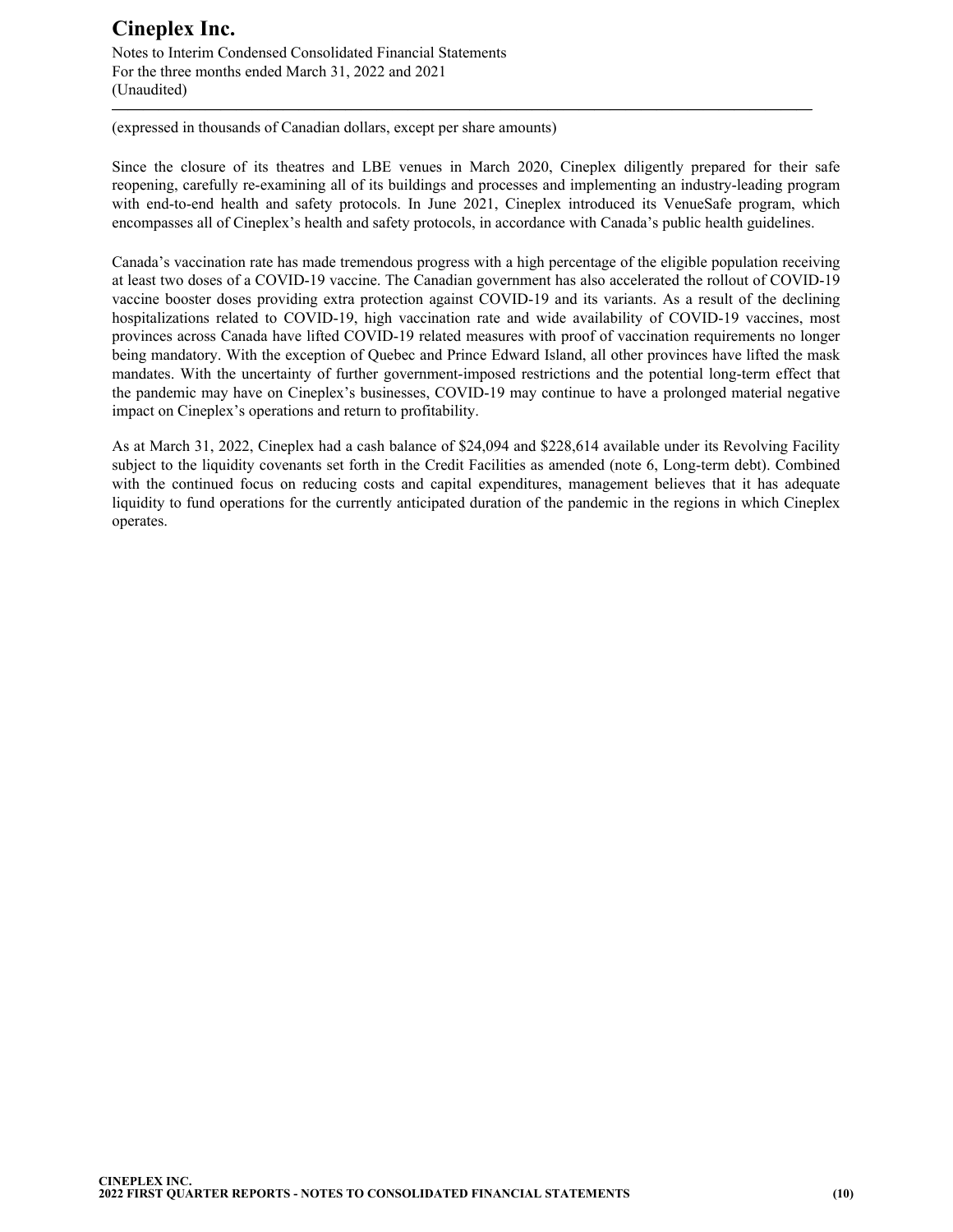(expressed in thousands of Canadian dollars, except per share amounts)

Since the closure of its theatres and LBE venues in March 2020, Cineplex diligently prepared for their safe reopening, carefully re-examining all of its buildings and processes and implementing an industry-leading program with end-to-end health and safety protocols. In June 2021, Cineplex introduced its VenueSafe program, which encompasses all of Cineplex's health and safety protocols, in accordance with Canada's public health guidelines.

Canada's vaccination rate has made tremendous progress with a high percentage of the eligible population receiving at least two doses of a COVID-19 vaccine. The Canadian government has also accelerated the rollout of COVID-19 vaccine booster doses providing extra protection against COVID-19 and its variants. As a result of the declining hospitalizations related to COVID-19, high vaccination rate and wide availability of COVID-19 vaccines, most provinces across Canada have lifted COVID-19 related measures with proof of vaccination requirements no longer being mandatory. With the exception of Quebec and Prince Edward Island, all other provinces have lifted the mask mandates. With the uncertainty of further government-imposed restrictions and the potential long-term effect that the pandemic may have on Cineplex's businesses, COVID-19 may continue to have a prolonged material negative impact on Cineplex's operations and return to profitability.

As at March 31, 2022, Cineplex had a cash balance of $24,094 and $228,614 available under its Revolving Facility subject to the liquidity covenants set forth in the Credit Facilities as amended (note 6, Long-term debt). Combined with the continued focus on reducing costs and capital expenditures, management believes that it has adequate liquidity to fund operations for the currently anticipated duration of the pandemic in the regions in which Cineplex operates.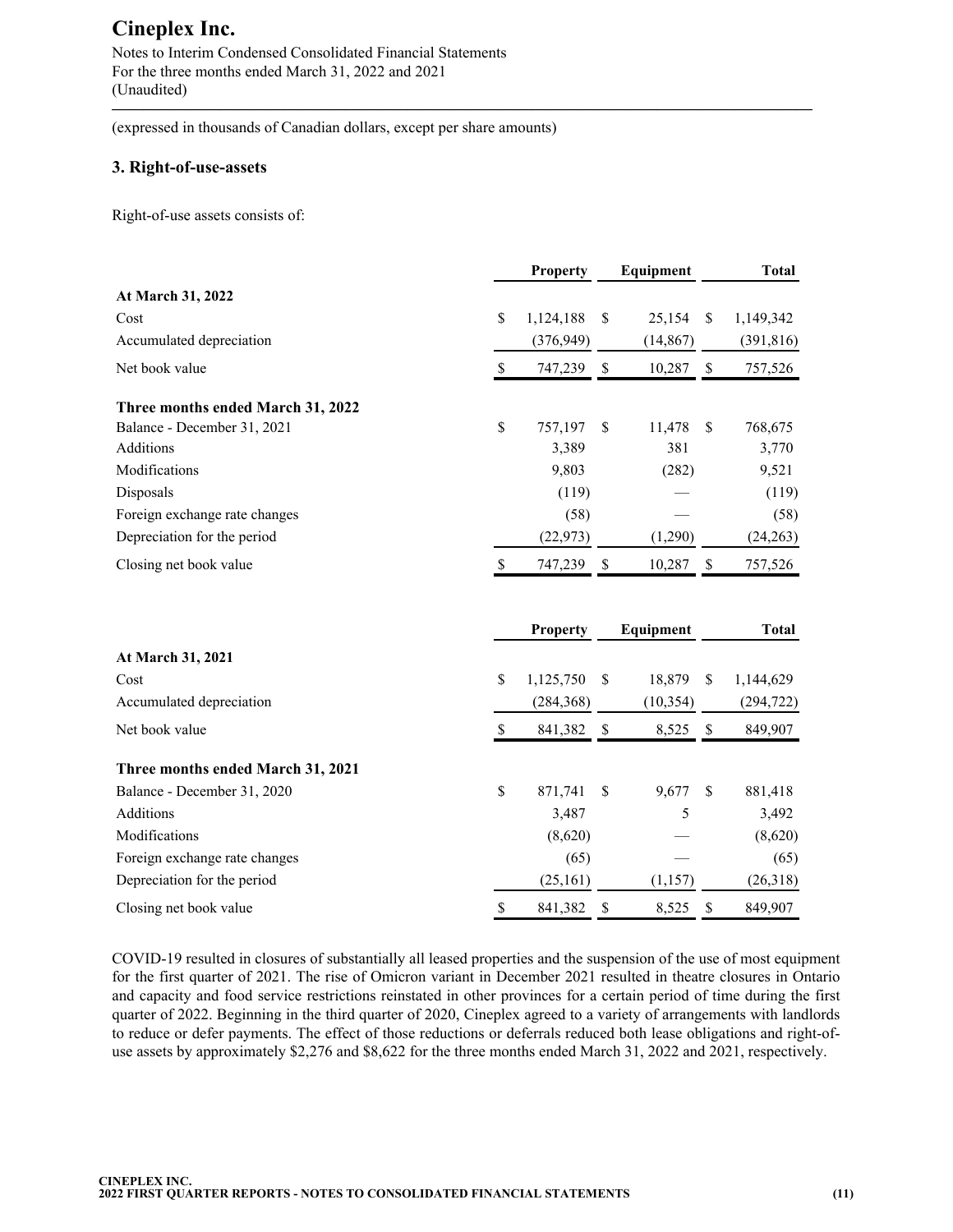# Cineplex Inc.

Notes to Interim Condensed Consolidated Financial Statements
For the three months ended March 31, 2022 and 2021
(Unaudited)

(expressed in thousands of Canadian dollars, except per share amounts)

## 3. Right-of-use-assets

Right-of-use assets consists of:

| | Property | Equipment | Total |
|---|---|---|---|
| **At March 31, 2022** | | | |
| Cost | $ 1,124,188 | $ 25,154 | $ 1,149,342 |
| Accumulated depreciation | (376,949) | (14,867) | (391,816) |
| Net book value | $ 747,239 | $ 10,287 | $ 757,526 |
| **Three months ended March 31, 2022** | | | |
| Balance - December 31, 2021 | $ 757,197 | $ 11,478 | $ 768,675 |
| Additions | 3,389 | 381 | 3,770 |
| Modifications | 9,803 | (282) | 9,521 |
| Disposals | (119) | — | (119) |
| Foreign exchange rate changes | (58) | — | (58) |
| Depreciation for the period | (22,973) | (1,290) | (24,263) |
| Closing net book value | $ 747,239 | $ 10,287 | $ 757,526 |

| | Property | Equipment | Total |
|---|---|---|---|
| **At March 31, 2021** | | | |
| Cost | $ 1,125,750 | $ 18,879 | $ 1,144,629 |
| Accumulated depreciation | (284,368) | (10,354) | (294,722) |
| Net book value | $ 841,382 | $ 8,525 | $ 849,907 |
| **Three months ended March 31, 2021** | | | |
| Balance - December 31, 2020 | $ 871,741 | $ 9,677 | $ 881,418 |
| Additions | 3,487 | 5 | 3,492 |
| Modifications | (8,620) | — | (8,620) |
| Foreign exchange rate changes | (65) | — | (65) |
| Depreciation for the period | (25,161) | (1,157) | (26,318) |
| Closing net book value | $ 841,382 | $ 8,525 | $ 849,907 |

COVID-19 resulted in closures of substantially all leased properties and the suspension of the use of most equipment for the first quarter of 2021. The rise of Omicron variant in December 2021 resulted in theatre closures in Ontario and capacity and food service restrictions reinstated in other provinces for a certain period of time during the first quarter of 2022. Beginning in the third quarter of 2020, Cineplex agreed to a variety of arrangements with landlords to reduce or defer payments. The effect of those reductions or deferrals reduced both lease obligations and right-of-use assets by approximately $2,276 and $8,622 for the three months ended March 31, 2022 and 2021, respectively.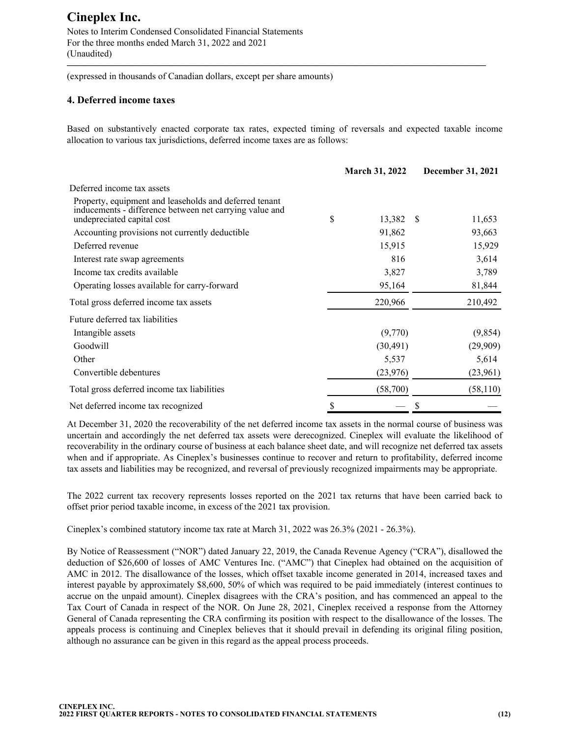(expressed in thousands of Canadian dollars, except per share amounts)

## 4. Deferred income taxes

Based on substantively enacted corporate tax rates, expected timing of reversals and expected taxable income allocation to various tax jurisdictions, deferred income taxes are as follows:

| | March 31, 2022 | December 31, 2021 |
|---|---|---|
| Deferred income tax assets | | |
| Property, equipment and leaseholds and deferred tenant inducements - difference between net carrying value and undepreciated capital cost | $ 13,382 | $ 11,653 |
| Accounting provisions not currently deductible | 91,862 | 93,663 |
| Deferred revenue | 15,915 | 15,929 |
| Interest rate swap agreements | 816 | 3,614 |
| Income tax credits available | 3,827 | 3,789 |
| Operating losses available for carry-forward | 95,164 | 81,844 |
| Total gross deferred income tax assets | 220,966 | 210,492 |
| Future deferred tax liabilities | | |
| Intangible assets | (9,770) | (9,854) |
| Goodwill | (30,491) | (29,909) |
| Other | 5,537 | 5,614 |
| Convertible debentures | (23,976) | (23,961) |
| Total gross deferred income tax liabilities | (58,700) | (58,110) |
| Net deferred income tax recognized | $ — | $ — |

At December 31, 2020 the recoverability of the net deferred income tax assets in the normal course of business was uncertain and accordingly the net deferred tax assets were derecognized. Cineplex will evaluate the likelihood of recoverability in the ordinary course of business at each balance sheet date, and will recognize net deferred tax assets when and if appropriate. As Cineplex's businesses continue to recover and return to profitability, deferred income tax assets and liabilities may be recognized, and reversal of previously recognized impairments may be appropriate.

The 2022 current tax recovery represents losses reported on the 2021 tax returns that have been carried back to offset prior period taxable income, in excess of the 2021 tax provision.

Cineplex's combined statutory income tax rate at March 31, 2022 was 26.3% (2021 - 26.3%).

By Notice of Reassessment ("NOR") dated January 22, 2019, the Canada Revenue Agency ("CRA"), disallowed the deduction of $26,600 of losses of AMC Ventures Inc. ("AMC") that Cineplex had obtained on the acquisition of AMC in 2012. The disallowance of the losses, which offset taxable income generated in 2014, increased taxes and interest payable by approximately $8,600, 50% of which was required to be paid immediately (interest continues to accrue on the unpaid amount). Cineplex disagrees with the CRA's position, and has commenced an appeal to the Tax Court of Canada in respect of the NOR. On June 28, 2021, Cineplex received a response from the Attorney General of Canada representing the CRA confirming its position with respect to the disallowance of the losses. The appeals process is continuing and Cineplex believes that it should prevail in defending its original filing position, although no assurance can be given in this regard as the appeal process proceeds.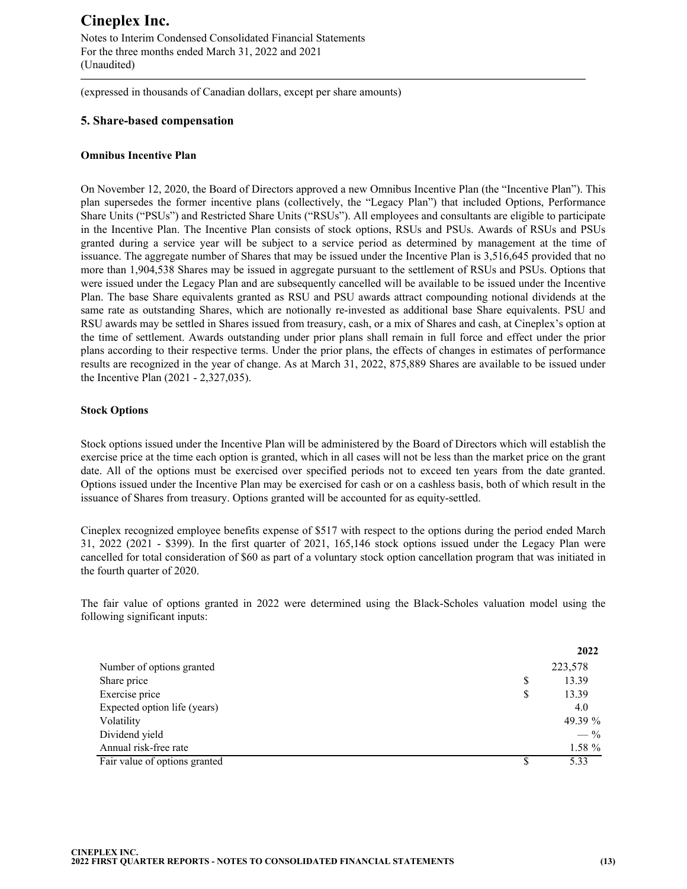(expressed in thousands of Canadian dollars, except per share amounts)

## 5. Share-based compensation

### Omnibus Incentive Plan

On November 12, 2020, the Board of Directors approved a new Omnibus Incentive Plan (the "Incentive Plan"). This plan supersedes the former incentive plans (collectively, the "Legacy Plan") that included Options, Performance Share Units ("PSUs") and Restricted Share Units ("RSUs"). All employees and consultants are eligible to participate in the Incentive Plan. The Incentive Plan consists of stock options, RSUs and PSUs. Awards of RSUs and PSUs granted during a service year will be subject to a service period as determined by management at the time of issuance. The aggregate number of Shares that may be issued under the Incentive Plan is 3,516,645 provided that no more than 1,904,538 Shares may be issued in aggregate pursuant to the settlement of RSUs and PSUs. Options that were issued under the Legacy Plan and are subsequently cancelled will be available to be issued under the Incentive Plan. The base Share equivalents granted as RSU and PSU awards attract compounding notional dividends at the same rate as outstanding Shares, which are notionally re-invested as additional base Share equivalents. PSU and RSU awards may be settled in Shares issued from treasury, cash, or a mix of Shares and cash, at Cineplex's option at the time of settlement. Awards outstanding under prior plans shall remain in full force and effect under the prior plans according to their respective terms. Under the prior plans, the effects of changes in estimates of performance results are recognized in the year of change. As at March 31, 2022, 875,889 Shares are available to be issued under the Incentive Plan (2021 - 2,327,035).

### Stock Options

Stock options issued under the Incentive Plan will be administered by the Board of Directors which will establish the exercise price at the time each option is granted, which in all cases will not be less than the market price on the grant date. All of the options must be exercised over specified periods not to exceed ten years from the date granted. Options issued under the Incentive Plan may be exercised for cash or on a cashless basis, both of which result in the issuance of Shares from treasury. Options granted will be accounted for as equity-settled.

Cineplex recognized employee benefits expense of $517 with respect to the options during the period ended March 31, 2022 (2021 - $399). In the first quarter of 2021, 165,146 stock options issued under the Legacy Plan were cancelled for total consideration of $60 as part of a voluntary stock option cancellation program that was initiated in the fourth quarter of 2020.

The fair value of options granted in 2022 were determined using the Black-Scholes valuation model using the following significant inputs:

| | | 2022 |
|---|---|---|
| Number of options granted | | 223,578 |
| Share price | $ | 13.39 |
| Exercise price | $ | 13.39 |
| Expected option life (years) | | 4.0 |
| Volatility | | 49.39 % |
| Dividend yield | | — % |
| Annual risk-free rate | | 1.58 % |
| Fair value of options granted | $ | 5.33 |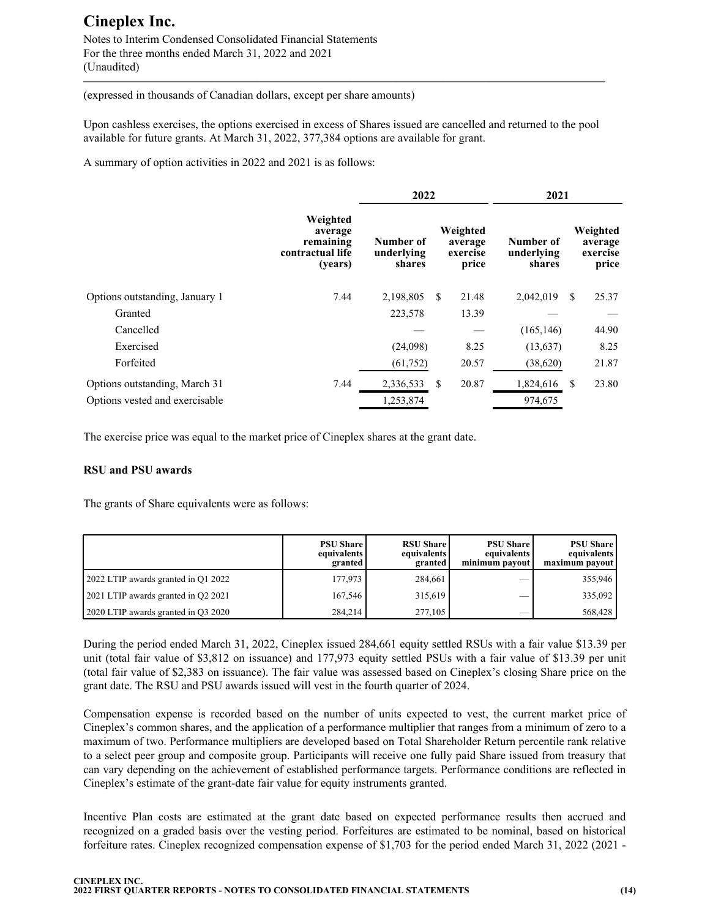(expressed in thousands of Canadian dollars, except per share amounts)

Upon cashless exercises, the options exercised in excess of Shares issued are cancelled and returned to the pool available for future grants. At March 31, 2022, 377,384 options are available for grant.

A summary of option activities in 2022 and 2021 is as follows:

| | | 2022 | | 2021 | |
|---|---|---|---|---|---|
| | Weighted average remaining contractual life (years) | Number of underlying shares | Weighted average exercise price | Number of underlying shares | Weighted average exercise price |
| Options outstanding, January 1 | 7.44 | 2,198,805 | $ 21.48 | 2,042,019 | $ 25.37 |
| Granted | | 223,578 | 13.39 | — | — |
| Cancelled | | — | — | (165,146) | 44.90 |
| Exercised | | (24,098) | 8.25 | (13,637) | 8.25 |
| Forfeited | | (61,752) | 20.57 | (38,620) | 21.87 |
| Options outstanding, March 31 | 7.44 | 2,336,533 | $ 20.87 | 1,824,616 | $ 23.80 |
| Options vested and exercisable | | 1,253,874 | | 974,675 | |

The exercise price was equal to the market price of Cineplex shares at the grant date.

**RSU and PSU awards**

The grants of Share equivalents were as follows:

| | PSU Share equivalents granted | RSU Share equivalents granted | PSU Share equivalents minimum payout | PSU Share equivalents maximum payout |
|---|---|---|---|---|
| 2022 LTIP awards granted in Q1 2022 | 177,973 | 284,661 | — | 355,946 |
| 2021 LTIP awards granted in Q2 2021 | 167,546 | 315,619 | — | 335,092 |
| 2020 LTIP awards granted in Q3 2020 | 284,214 | 277,105 | — | 568,428 |

During the period ended March 31, 2022, Cineplex issued 284,661 equity settled RSUs with a fair value $13.39 per unit (total fair value of $3,812 on issuance) and 177,973 equity settled PSUs with a fair value of $13.39 per unit (total fair value of $2,383 on issuance). The fair value was assessed based on Cineplex's closing Share price on the grant date. The RSU and PSU awards issued will vest in the fourth quarter of 2024.

Compensation expense is recorded based on the number of units expected to vest, the current market price of Cineplex's common shares, and the application of a performance multiplier that ranges from a minimum of zero to a maximum of two. Performance multipliers are developed based on Total Shareholder Return percentile rank relative to a select peer group and composite group. Participants will receive one fully paid Share issued from treasury that can vary depending on the achievement of established performance targets. Performance conditions are reflected in Cineplex's estimate of the grant-date fair value for equity instruments granted.

Incentive Plan costs are estimated at the grant date based on expected performance results then accrued and recognized on a graded basis over the vesting period. Forfeitures are estimated to be nominal, based on historical forfeiture rates. Cineplex recognized compensation expense of $1,703 for the period ended March 31, 2022 (2021 -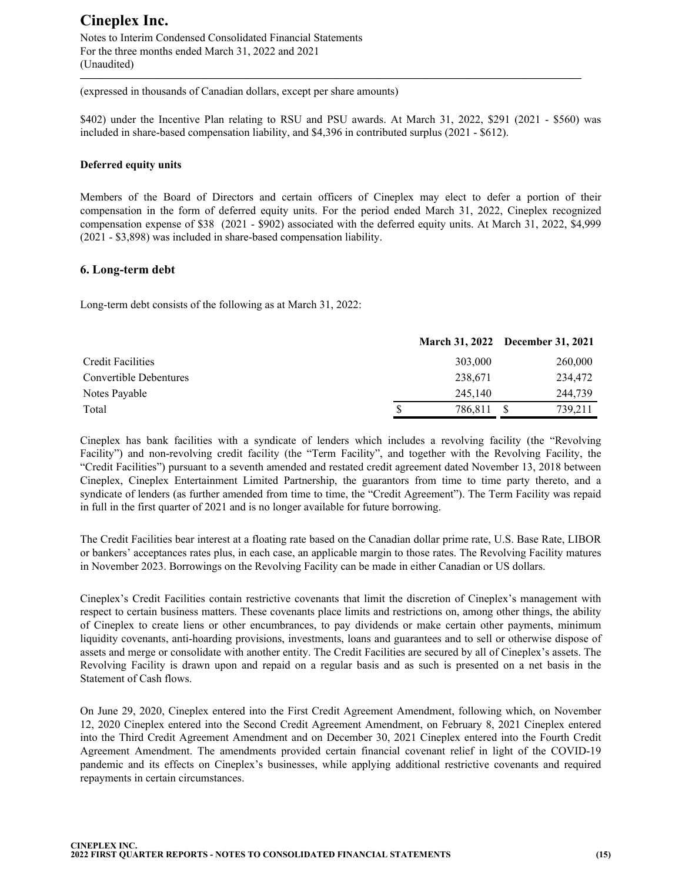(expressed in thousands of Canadian dollars, except per share amounts)

$402) under the Incentive Plan relating to RSU and PSU awards. At March 31, 2022, $291 (2021 - $560) was included in share-based compensation liability, and $4,396 in contributed surplus (2021 - $612).

**Deferred equity units**

Members of the Board of Directors and certain officers of Cineplex may elect to defer a portion of their compensation in the form of deferred equity units. For the period ended March 31, 2022, Cineplex recognized compensation expense of $38 (2021 - $902) associated with the deferred equity units. At March 31, 2022, $4,999 (2021 - $3,898) was included in share-based compensation liability.

## 6. Long-term debt

Long-term debt consists of the following as at March 31, 2022:

| | March 31, 2022 | December 31, 2021 |
|---|---|---|
| Credit Facilities | 303,000 | 260,000 |
| Convertible Debentures | 238,671 | 234,472 |
| Notes Payable | 245,140 | 244,739 |
| Total | $ 786,811 | $ 739,211 |

Cineplex has bank facilities with a syndicate of lenders which includes a revolving facility (the "Revolving Facility") and non-revolving credit facility (the "Term Facility", and together with the Revolving Facility, the "Credit Facilities") pursuant to a seventh amended and restated credit agreement dated November 13, 2018 between Cineplex, Cineplex Entertainment Limited Partnership, the guarantors from time to time party thereto, and a syndicate of lenders (as further amended from time to time, the "Credit Agreement"). The Term Facility was repaid in full in the first quarter of 2021 and is no longer available for future borrowing.

The Credit Facilities bear interest at a floating rate based on the Canadian dollar prime rate, U.S. Base Rate, LIBOR or bankers' acceptances rates plus, in each case, an applicable margin to those rates. The Revolving Facility matures in November 2023. Borrowings on the Revolving Facility can be made in either Canadian or US dollars.

Cineplex's Credit Facilities contain restrictive covenants that limit the discretion of Cineplex's management with respect to certain business matters. These covenants place limits and restrictions on, among other things, the ability of Cineplex to create liens or other encumbrances, to pay dividends or make certain other payments, minimum liquidity covenants, anti-hoarding provisions, investments, loans and guarantees and to sell or otherwise dispose of assets and merge or consolidate with another entity. The Credit Facilities are secured by all of Cineplex's assets. The Revolving Facility is drawn upon and repaid on a regular basis and as such is presented on a net basis in the Statement of Cash flows.

On June 29, 2020, Cineplex entered into the First Credit Agreement Amendment, following which, on November 12, 2020 Cineplex entered into the Second Credit Agreement Amendment, on February 8, 2021 Cineplex entered into the Third Credit Agreement Amendment and on December 30, 2021 Cineplex entered into the Fourth Credit Agreement Amendment. The amendments provided certain financial covenant relief in light of the COVID-19 pandemic and its effects on Cineplex's businesses, while applying additional restrictive covenants and required repayments in certain circumstances.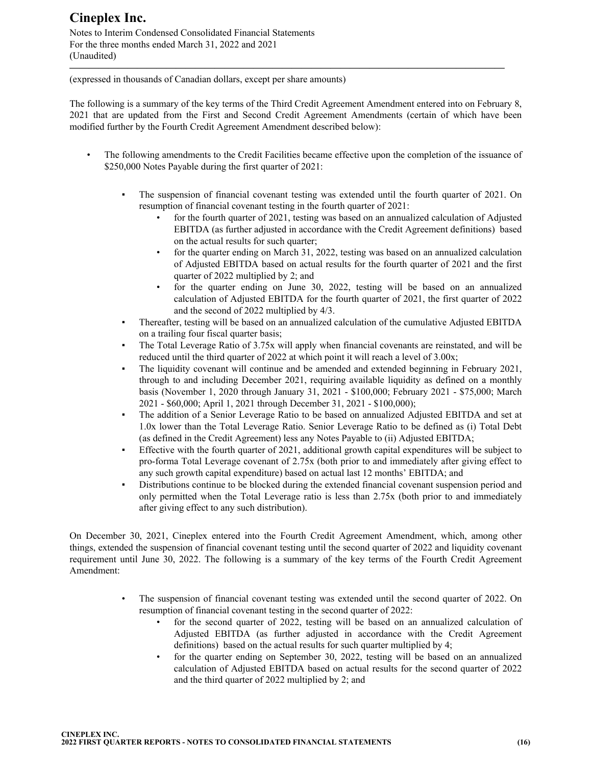(expressed in thousands of Canadian dollars, except per share amounts)

The following is a summary of the key terms of the Third Credit Agreement Amendment entered into on February 8, 2021 that are updated from the First and Second Credit Agreement Amendments (certain of which have been modified further by the Fourth Credit Agreement Amendment described below):

- The following amendments to the Credit Facilities became effective upon the completion of the issuance of $250,000 Notes Payable during the first quarter of 2021:
  - The suspension of financial covenant testing was extended until the fourth quarter of 2021. On resumption of financial covenant testing in the fourth quarter of 2021:
    - for the fourth quarter of 2021, testing was based on an annualized calculation of Adjusted EBITDA (as further adjusted in accordance with the Credit Agreement definitions) based on the actual results for such quarter;
    - for the quarter ending on March 31, 2022, testing was based on an annualized calculation of Adjusted EBITDA based on actual results for the fourth quarter of 2021 and the first quarter of 2022 multiplied by 2; and
    - for the quarter ending on June 30, 2022, testing will be based on an annualized calculation of Adjusted EBITDA for the fourth quarter of 2021, the first quarter of 2022 and the second of 2022 multiplied by 4/3.
  - Thereafter, testing will be based on an annualized calculation of the cumulative Adjusted EBITDA on a trailing four fiscal quarter basis;
  - The Total Leverage Ratio of 3.75x will apply when financial covenants are reinstated, and will be reduced until the third quarter of 2022 at which point it will reach a level of 3.00x;
  - The liquidity covenant will continue and be amended and extended beginning in February 2021, through to and including December 2021, requiring available liquidity as defined on a monthly basis (November 1, 2020 through January 31, 2021 - $100,000; February 2021 - $75,000; March 2021 - $60,000; April 1, 2021 through December 31, 2021 - $100,000);
  - The addition of a Senior Leverage Ratio to be based on annualized Adjusted EBITDA and set at 1.0x lower than the Total Leverage Ratio. Senior Leverage Ratio to be defined as (i) Total Debt (as defined in the Credit Agreement) less any Notes Payable to (ii) Adjusted EBITDA;
  - Effective with the fourth quarter of 2021, additional growth capital expenditures will be subject to pro-forma Total Leverage covenant of 2.75x (both prior to and immediately after giving effect to any such growth capital expenditure) based on actual last 12 months' EBITDA; and
  - Distributions continue to be blocked during the extended financial covenant suspension period and only permitted when the Total Leverage ratio is less than 2.75x (both prior to and immediately after giving effect to any such distribution).

On December 30, 2021, Cineplex entered into the Fourth Credit Agreement Amendment, which, among other things, extended the suspension of financial covenant testing until the second quarter of 2022 and liquidity covenant requirement until June 30, 2022. The following is a summary of the key terms of the Fourth Credit Agreement Amendment:

- The suspension of financial covenant testing was extended until the second quarter of 2022. On resumption of financial covenant testing in the second quarter of 2022:
  - for the second quarter of 2022, testing will be based on an annualized calculation of Adjusted EBITDA (as further adjusted in accordance with the Credit Agreement definitions) based on the actual results for such quarter multiplied by 4;
  - for the quarter ending on September 30, 2022, testing will be based on an annualized calculation of Adjusted EBITDA based on actual results for the second quarter of 2022 and the third quarter of 2022 multiplied by 2; and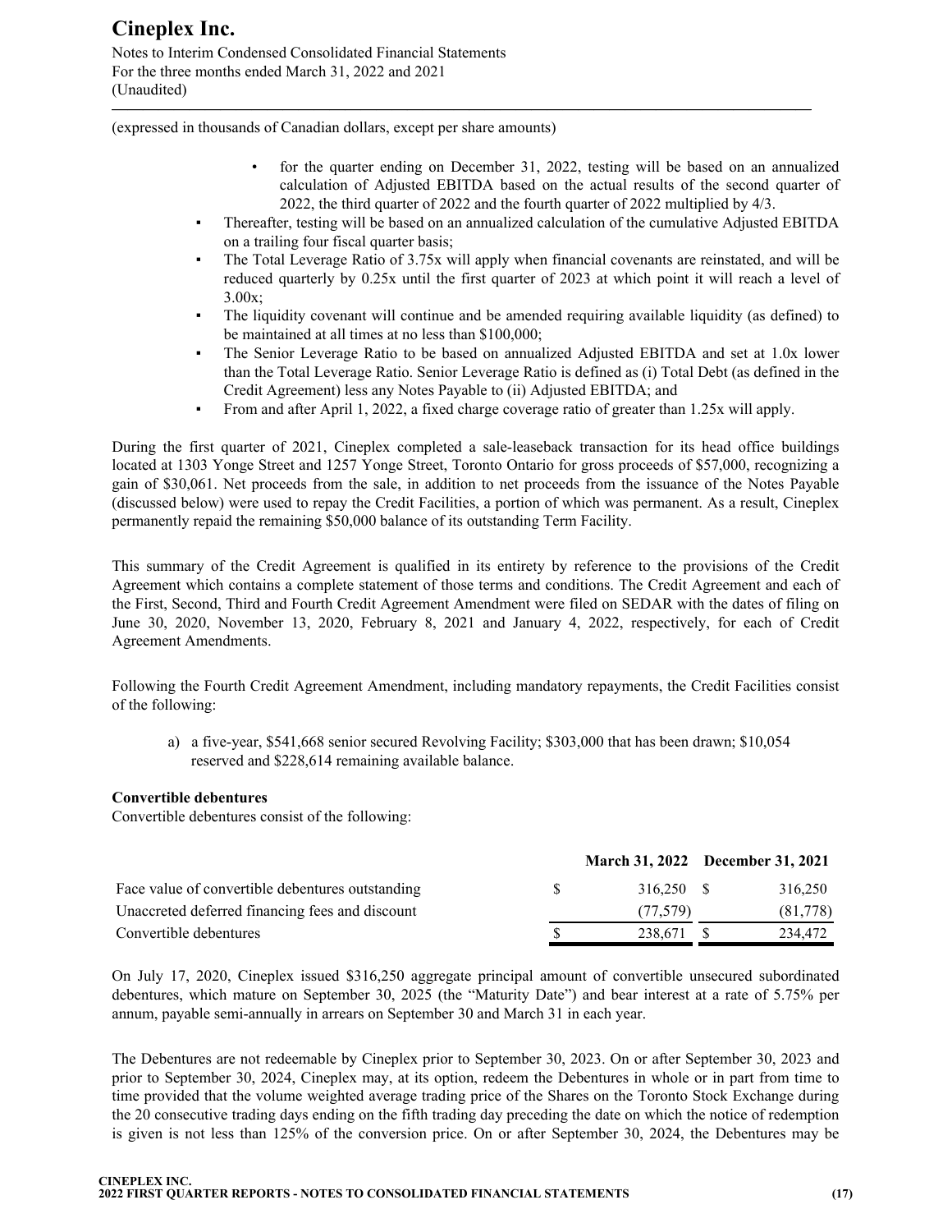(expressed in thousands of Canadian dollars, except per share amounts)

  - for the quarter ending on December 31, 2022, testing will be based on an annualized calculation of Adjusted EBITDA based on the actual results of the second quarter of 2022, the third quarter of 2022 and the fourth quarter of 2022 multiplied by 4/3.
- Thereafter, testing will be based on an annualized calculation of the cumulative Adjusted EBITDA on a trailing four fiscal quarter basis;
- The Total Leverage Ratio of 3.75x will apply when financial covenants are reinstated, and will be reduced quarterly by 0.25x until the first quarter of 2023 at which point it will reach a level of 3.00x;
- The liquidity covenant will continue and be amended requiring available liquidity (as defined) to be maintained at all times at no less than $100,000;
- The Senior Leverage Ratio to be based on annualized Adjusted EBITDA and set at 1.0x lower than the Total Leverage Ratio. Senior Leverage Ratio is defined as (i) Total Debt (as defined in the Credit Agreement) less any Notes Payable to (ii) Adjusted EBITDA; and
- From and after April 1, 2022, a fixed charge coverage ratio of greater than 1.25x will apply.

During the first quarter of 2021, Cineplex completed a sale-leaseback transaction for its head office buildings located at 1303 Yonge Street and 1257 Yonge Street, Toronto Ontario for gross proceeds of $57,000, recognizing a gain of $30,061. Net proceeds from the sale, in addition to net proceeds from the issuance of the Notes Payable (discussed below) were used to repay the Credit Facilities, a portion of which was permanent. As a result, Cineplex permanently repaid the remaining $50,000 balance of its outstanding Term Facility.

This summary of the Credit Agreement is qualified in its entirety by reference to the provisions of the Credit Agreement which contains a complete statement of those terms and conditions. The Credit Agreement and each of the First, Second, Third and Fourth Credit Agreement Amendment were filed on SEDAR with the dates of filing on June 30, 2020, November 13, 2020, February 8, 2021 and January 4, 2022, respectively, for each of Credit Agreement Amendments.

Following the Fourth Credit Agreement Amendment, including mandatory repayments, the Credit Facilities consist of the following:

a) a five-year, $541,668 senior secured Revolving Facility; $303,000 that has been drawn; $10,054 reserved and $228,614 remaining available balance.

**Convertible debentures**

Convertible debentures consist of the following:

| | March 31, 2022 | December 31, 2021 |
|---|---|---|
| Face value of convertible debentures outstanding | $ 316,250 | $ 316,250 |
| Unaccreted deferred financing fees and discount | (77,579) | (81,778) |
| Convertible debentures | $ 238,671 | $ 234,472 |

On July 17, 2020, Cineplex issued $316,250 aggregate principal amount of convertible unsecured subordinated debentures, which mature on September 30, 2025 (the "Maturity Date") and bear interest at a rate of 5.75% per annum, payable semi-annually in arrears on September 30 and March 31 in each year.

The Debentures are not redeemable by Cineplex prior to September 30, 2023. On or after September 30, 2023 and prior to September 30, 2024, Cineplex may, at its option, redeem the Debentures in whole or in part from time to time provided that the volume weighted average trading price of the Shares on the Toronto Stock Exchange during the 20 consecutive trading days ending on the fifth trading day preceding the date on which the notice of redemption is given is not less than 125% of the conversion price. On or after September 30, 2024, the Debentures may be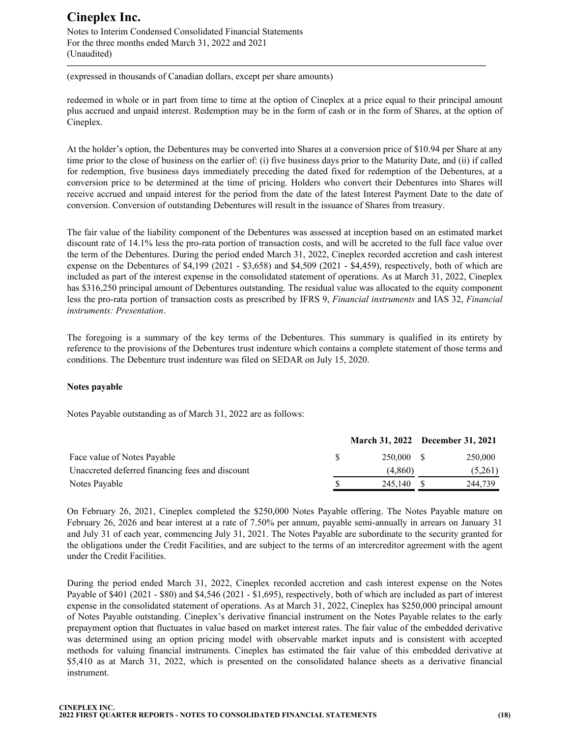(expressed in thousands of Canadian dollars, except per share amounts)

redeemed in whole or in part from time to time at the option of Cineplex at a price equal to their principal amount plus accrued and unpaid interest. Redemption may be in the form of cash or in the form of Shares, at the option of Cineplex.

At the holder's option, the Debentures may be converted into Shares at a conversion price of $10.94 per Share at any time prior to the close of business on the earlier of: (i) five business days prior to the Maturity Date, and (ii) if called for redemption, five business days immediately preceding the dated fixed for redemption of the Debentures, at a conversion price to be determined at the time of pricing. Holders who convert their Debentures into Shares will receive accrued and unpaid interest for the period from the date of the latest Interest Payment Date to the date of conversion. Conversion of outstanding Debentures will result in the issuance of Shares from treasury.

The fair value of the liability component of the Debentures was assessed at inception based on an estimated market discount rate of 14.1% less the pro-rata portion of transaction costs, and will be accreted to the full face value over the term of the Debentures. During the period ended March 31, 2022, Cineplex recorded accretion and cash interest expense on the Debentures of $4,199 (2021 - $3,658) and $4,509 (2021 - $4,459), respectively, both of which are included as part of the interest expense in the consolidated statement of operations. As at March 31, 2022, Cineplex has $316,250 principal amount of Debentures outstanding. The residual value was allocated to the equity component less the pro-rata portion of transaction costs as prescribed by IFRS 9, *Financial instruments* and IAS 32, *Financial instruments: Presentation*.

The foregoing is a summary of the key terms of the Debentures. This summary is qualified in its entirety by reference to the provisions of the Debentures trust indenture which contains a complete statement of those terms and conditions. The Debenture trust indenture was filed on SEDAR on July 15, 2020.

**Notes payable**

Notes Payable outstanding as of March 31, 2022 are as follows:

| | March 31, 2022 | December 31, 2021 |
|---|---|---|
| Face value of Notes Payable | $ 250,000 | $ 250,000 |
| Unaccreted deferred financing fees and discount | (4,860) | (5,261) |
| Notes Payable | $ 245,140 | $ 244,739 |

On February 26, 2021, Cineplex completed the $250,000 Notes Payable offering. The Notes Payable mature on February 26, 2026 and bear interest at a rate of 7.50% per annum, payable semi-annually in arrears on January 31 and July 31 of each year, commencing July 31, 2021. The Notes Payable are subordinate to the security granted for the obligations under the Credit Facilities, and are subject to the terms of an intercreditor agreement with the agent under the Credit Facilities.

During the period ended March 31, 2022, Cineplex recorded accretion and cash interest expense on the Notes Payable of $401 (2021 - $80) and $4,546 (2021 - $1,695), respectively, both of which are included as part of interest expense in the consolidated statement of operations. As at March 31, 2022, Cineplex has $250,000 principal amount of Notes Payable outstanding. Cineplex's derivative financial instrument on the Notes Payable relates to the early prepayment option that fluctuates in value based on market interest rates. The fair value of the embedded derivative was determined using an option pricing model with observable market inputs and is consistent with accepted methods for valuing financial instruments. Cineplex has estimated the fair value of this embedded derivative at $5,410 as at March 31, 2022, which is presented on the consolidated balance sheets as a derivative financial instrument.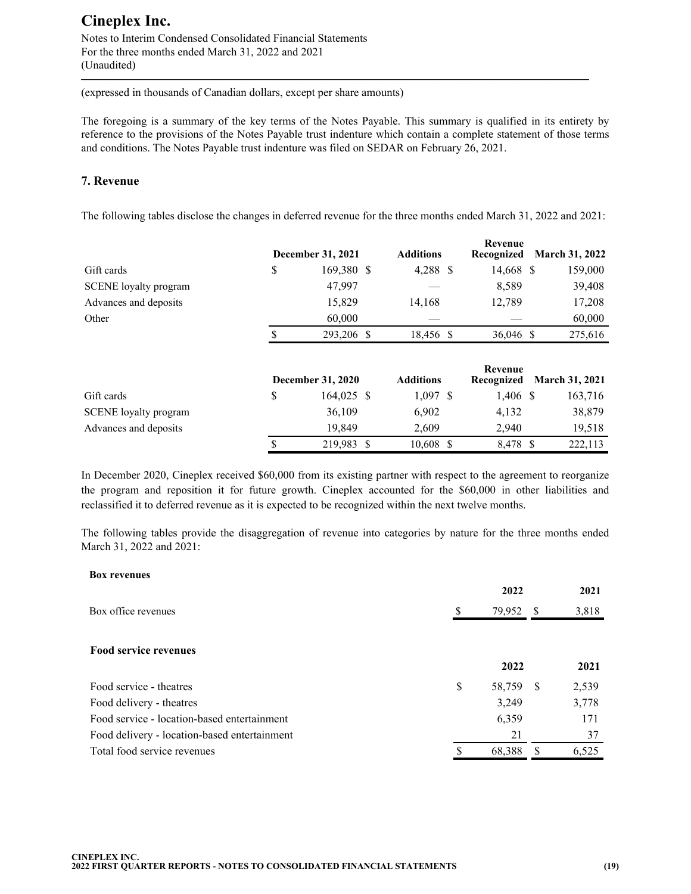(expressed in thousands of Canadian dollars, except per share amounts)

The foregoing is a summary of the key terms of the Notes Payable. This summary is qualified in its entirety by reference to the provisions of the Notes Payable trust indenture which contain a complete statement of those terms and conditions. The Notes Payable trust indenture was filed on SEDAR on February 26, 2021.

## 7. Revenue

The following tables disclose the changes in deferred revenue for the three months ended March 31, 2022 and 2021:

| | December 31, 2021 | Additions | Revenue Recognized | March 31, 2022 |
|---|---|---|---|---|
| Gift cards | $ 169,380 | $ 4,288 | $ 14,668 | $ 159,000 |
| SCENE loyalty program | 47,997 | — | 8,589 | 39,408 |
| Advances and deposits | 15,829 | 14,168 | 12,789 | 17,208 |
| Other | 60,000 | — | — | 60,000 |
| | $ 293,206 | $ 18,456 | $ 36,046 | $ 275,616 |

| | December 31, 2020 | Additions | Revenue Recognized | March 31, 2021 |
|---|---|---|---|---|
| Gift cards | $ 164,025 | $ 1,097 | $ 1,406 | $ 163,716 |
| SCENE loyalty program | 36,109 | 6,902 | 4,132 | 38,879 |
| Advances and deposits | 19,849 | 2,609 | 2,940 | 19,518 |
| | $ 219,983 | $ 10,608 | $ 8,478 | $ 222,113 |

In December 2020, Cineplex received $60,000 from its existing partner with respect to the agreement to reorganize the program and reposition it for future growth. Cineplex accounted for the $60,000 in other liabilities and reclassified it to deferred revenue as it is expected to be recognized within the next twelve months.

The following tables provide the disaggregation of revenue into categories by nature for the three months ended March 31, 2022 and 2021:

**Box revenues**

| | 2022 | 2021 |
|---|---|---|
| Box office revenues | $ 79,952 | $ 3,818 |

**Food service revenues**

| | 2022 | 2021 |
|---|---|---|
| Food service - theatres | $ 58,759 | $ 2,539 |
| Food delivery - theatres | 3,249 | 3,778 |
| Food service - location-based entertainment | 6,359 | 171 |
| Food delivery - location-based entertainment | 21 | 37 |
| Total food service revenues | $ 68,388 | $ 6,525 |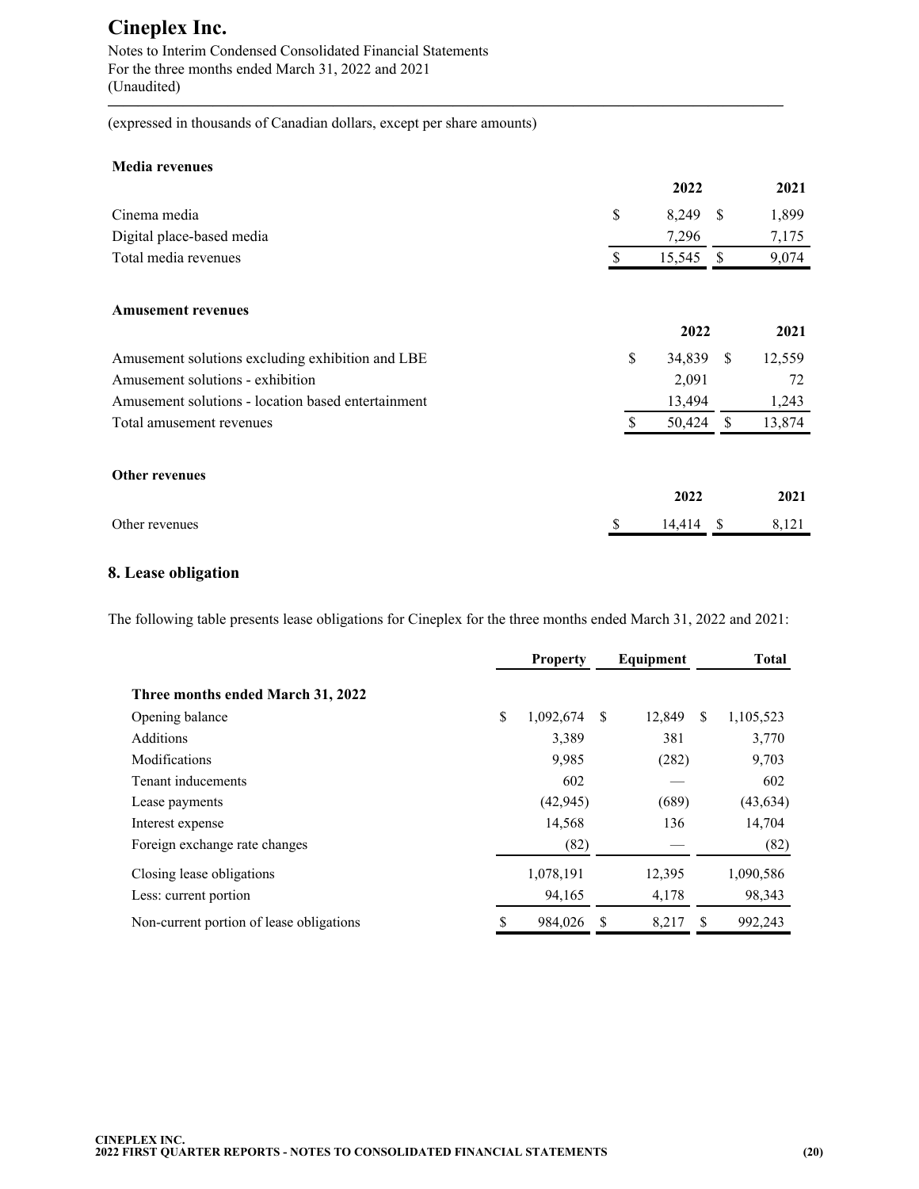(expressed in thousands of Canadian dollars, except per share amounts)

**Media revenues**

| | 2022 | 2021 |
|---|---|---|
| Cinema media | $ 8,249 | $ 1,899 |
| Digital place-based media | 7,296 | 7,175 |
| Total media revenues | $ 15,545 | $ 9,074 |

**Amusement revenues**

| | 2022 | 2021 |
|---|---|---|
| Amusement solutions excluding exhibition and LBE | $ 34,839 | $ 12,559 |
| Amusement solutions - exhibition | 2,091 | 72 |
| Amusement solutions - location based entertainment | 13,494 | 1,243 |
| Total amusement revenues | $ 50,424 | $ 13,874 |

**Other revenues**

| | 2022 | 2021 |
|---|---|---|
| Other revenues | $ 14,414 | $ 8,121 |

## 8. Lease obligation

The following table presents lease obligations for Cineplex for the three months ended March 31, 2022 and 2021:

| | Property | Equipment | Total |
|---|---|---|---|
| **Three months ended March 31, 2022** | | | |
| Opening balance | $ 1,092,674 | $ 12,849 | $ 1,105,523 |
| Additions | 3,389 | 381 | 3,770 |
| Modifications | 9,985 | (282) | 9,703 |
| Tenant inducements | 602 | — | 602 |
| Lease payments | (42,945) | (689) | (43,634) |
| Interest expense | 14,568 | 136 | 14,704 |
| Foreign exchange rate changes | (82) | — | (82) |
| Closing lease obligations | 1,078,191 | 12,395 | 1,090,586 |
| Less: current portion | 94,165 | 4,178 | 98,343 |
| Non-current portion of lease obligations | $ 984,026 | $ 8,217 | $ 992,243 |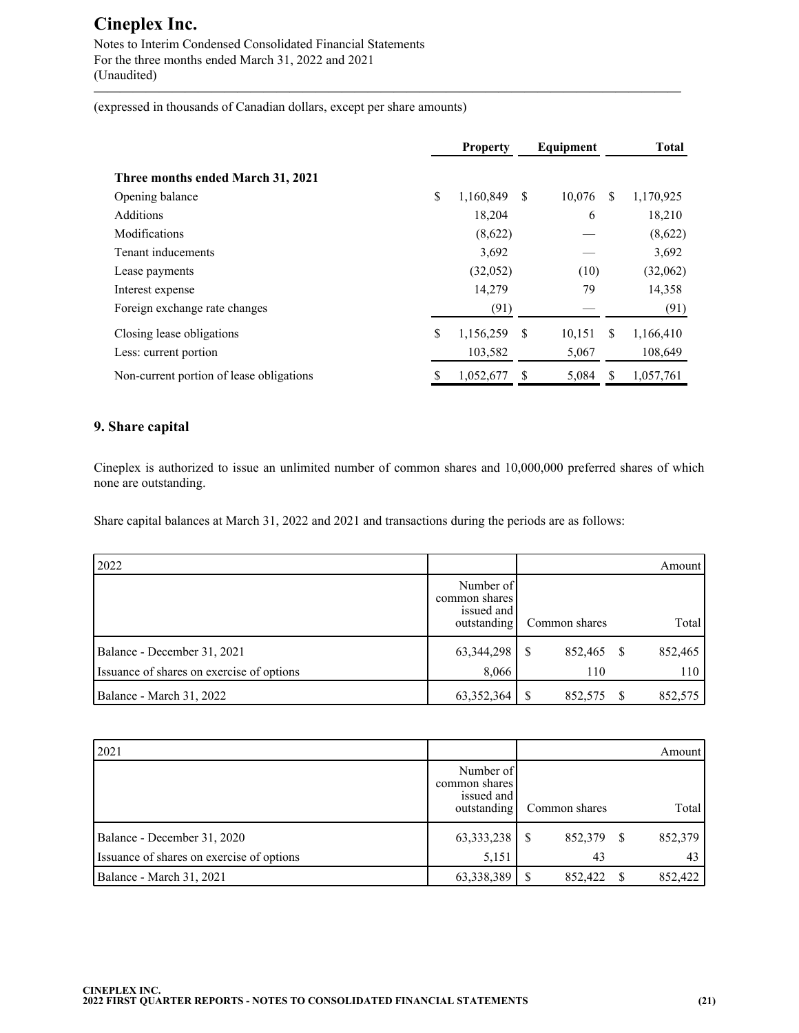(expressed in thousands of Canadian dollars, except per share amounts)

| | Property | Equipment | Total |
|---|---|---|---|
| **Three months ended March 31, 2021** | | | |
| Opening balance | $ 1,160,849 | $ 10,076 | $ 1,170,925 |
| Additions | 18,204 | 6 | 18,210 |
| Modifications | (8,622) | — | (8,622) |
| Tenant inducements | 3,692 | — | 3,692 |
| Lease payments | (32,052) | (10) | (32,062) |
| Interest expense | 14,279 | 79 | 14,358 |
| Foreign exchange rate changes | (91) | — | (91) |
| Closing lease obligations | $ 1,156,259 | $ 10,151 | $ 1,166,410 |
| Less: current portion | 103,582 | 5,067 | 108,649 |
| Non-current portion of lease obligations | $ 1,052,677 | $ 5,084 | $ 1,057,761 |

## 9. Share capital

Cineplex is authorized to issue an unlimited number of common shares and 10,000,000 preferred shares of which none are outstanding.

Share capital balances at March 31, 2022 and 2021 and transactions during the periods are as follows:

| 2022 | | | Amount |
|---|---|---|---|
| | Number of common shares issued and outstanding | Common shares | Total |
| Balance - December 31, 2021 | 63,344,298 | $ 852,465 | $ 852,465 |
| Issuance of shares on exercise of options | 8,066 | 110 | 110 |
| Balance - March 31, 2022 | 63,352,364 | $ 852,575 | $ 852,575 |

| 2021 | | | Amount |
|---|---|---|---|
| | Number of common shares issued and outstanding | Common shares | Total |
| Balance - December 31, 2020 | 63,333,238 | $ 852,379 | $ 852,379 |
| Issuance of shares on exercise of options | 5,151 | 43 | 43 |
| Balance - March 31, 2021 | 63,338,389 | $ 852,422 | $ 852,422 |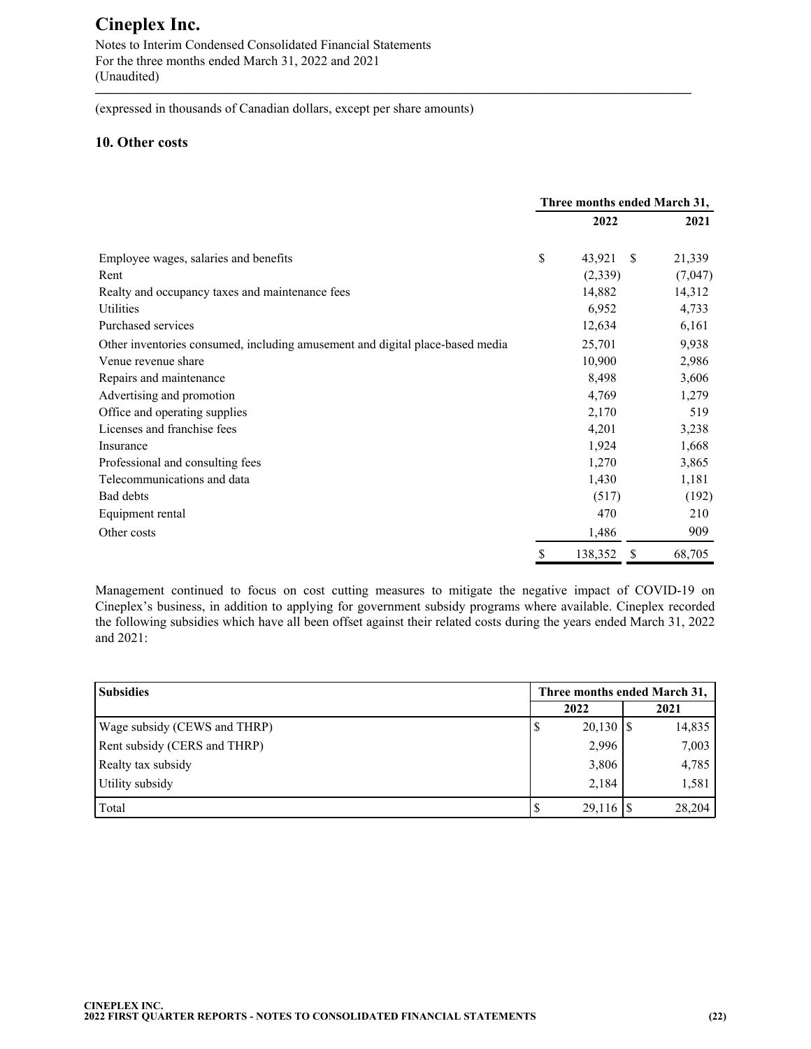# Cineplex Inc.

Notes to Interim Condensed Consolidated Financial Statements
For the three months ended March 31, 2022 and 2021
(Unaudited)

(expressed in thousands of Canadian dollars, except per share amounts)

## 10. Other costs

| | Three months ended March 31, | |
|---|---|---|
| | **2022** | **2021** |
| Employee wages, salaries and benefits | $ 43,921 | $ 21,339 |
| Rent | (2,339) | (7,047) |
| Realty and occupancy taxes and maintenance fees | 14,882 | 14,312 |
| Utilities | 6,952 | 4,733 |
| Purchased services | 12,634 | 6,161 |
| Other inventories consumed, including amusement and digital place-based media | 25,701 | 9,938 |
| Venue revenue share | 10,900 | 2,986 |
| Repairs and maintenance | 8,498 | 3,606 |
| Advertising and promotion | 4,769 | 1,279 |
| Office and operating supplies | 2,170 | 519 |
| Licenses and franchise fees | 4,201 | 3,238 |
| Insurance | 1,924 | 1,668 |
| Professional and consulting fees | 1,270 | 3,865 |
| Telecommunications and data | 1,430 | 1,181 |
| Bad debts | (517) | (192) |
| Equipment rental | 470 | 210 |
| Other costs | 1,486 | 909 |
| | $ 138,352 | $ 68,705 |

Management continued to focus on cost cutting measures to mitigate the negative impact of COVID-19 on Cineplex's business, in addition to applying for government subsidy programs where available. Cineplex recorded the following subsidies which have all been offset against their related costs during the years ended March 31, 2022 and 2021:

| Subsidies | Three months ended March 31, | |
|---|---|---|
| | **2022** | **2021** |
| Wage subsidy (CEWS and THRP) | $ 20,130 | $ 14,835 |
| Rent subsidy (CERS and THRP) | 2,996 | 7,003 |
| Realty tax subsidy | 3,806 | 4,785 |
| Utility subsidy | 2,184 | 1,581 |
| Total | $ 29,116 | $ 28,204 |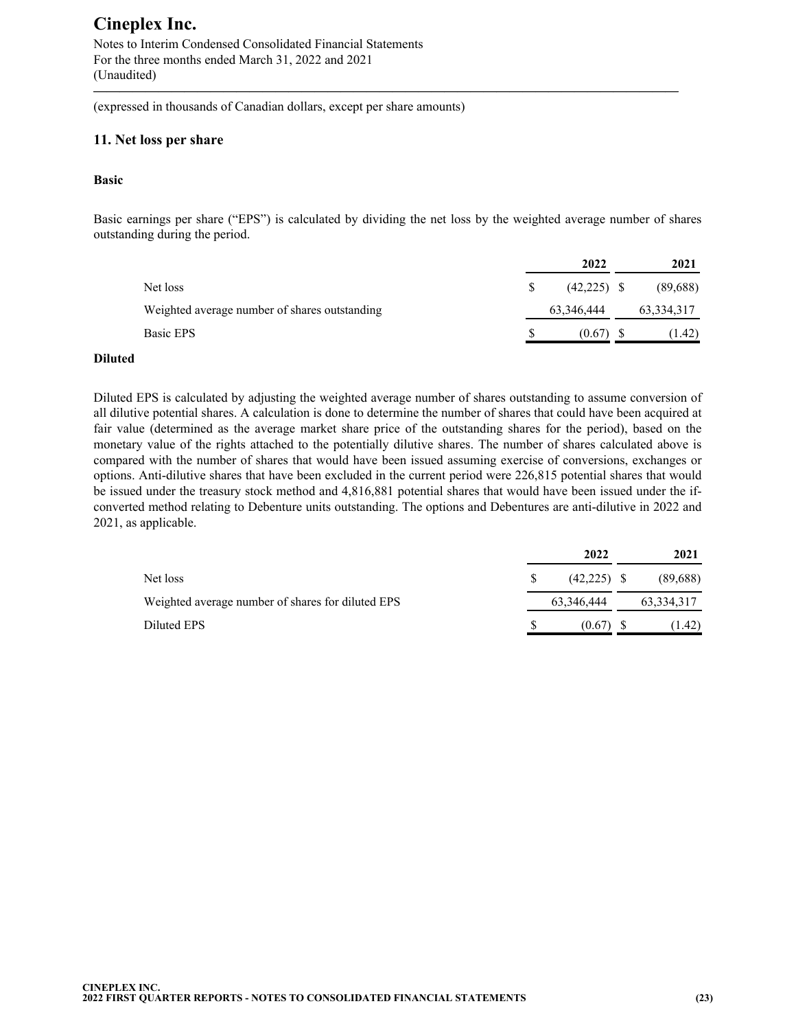(expressed in thousands of Canadian dollars, except per share amounts)

## 11. Net loss per share

### Basic

Basic earnings per share ("EPS") is calculated by dividing the net loss by the weighted average number of shares outstanding during the period.

| | 2022 | 2021 |
|---|---|---|
| Net loss | $ (42,225) | $ (89,688) |
| Weighted average number of shares outstanding | 63,346,444 | 63,334,317 |
| Basic EPS | $ (0.67) | $ (1.42) |

### Diluted

Diluted EPS is calculated by adjusting the weighted average number of shares outstanding to assume conversion of all dilutive potential shares. A calculation is done to determine the number of shares that could have been acquired at fair value (determined as the average market share price of the outstanding shares for the period), based on the monetary value of the rights attached to the potentially dilutive shares. The number of shares calculated above is compared with the number of shares that would have been issued assuming exercise of conversions, exchanges or options. Anti-dilutive shares that have been excluded in the current period were 226,815 potential shares that would be issued under the treasury stock method and 4,816,881 potential shares that would have been issued under the if-converted method relating to Debenture units outstanding. The options and Debentures are anti-dilutive in 2022 and 2021, as applicable.

| | 2022 | 2021 |
|---|---|---|
| Net loss | $ (42,225) | $ (89,688) |
| Weighted average number of shares for diluted EPS | 63,346,444 | 63,334,317 |
| Diluted EPS | $ (0.67) | $ (1.42) |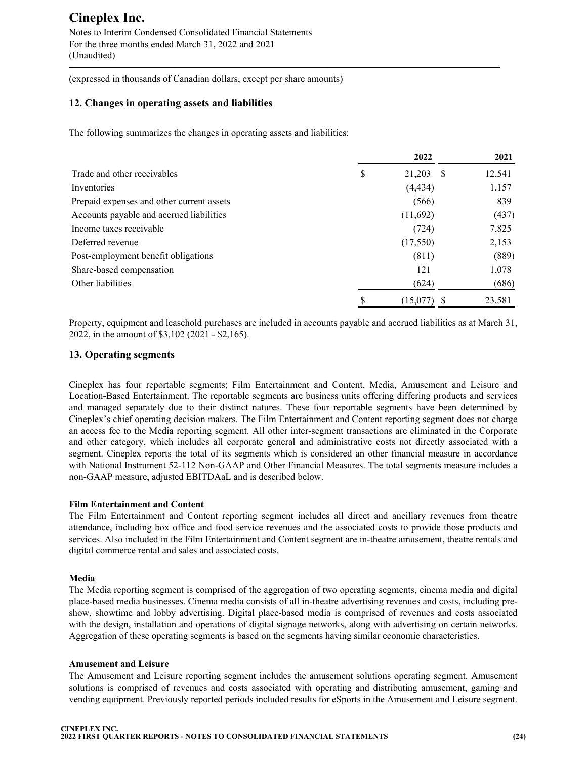(expressed in thousands of Canadian dollars, except per share amounts)

## 12. Changes in operating assets and liabilities

The following summarizes the changes in operating assets and liabilities:

| | 2022 | 2021 |
|---|---|---|
| Trade and other receivables | $ 21,203 | $ 12,541 |
| Inventories | (4,434) | 1,157 |
| Prepaid expenses and other current assets | (566) | 839 |
| Accounts payable and accrued liabilities | (11,692) | (437) |
| Income taxes receivable | (724) | 7,825 |
| Deferred revenue | (17,550) | 2,153 |
| Post-employment benefit obligations | (811) | (889) |
| Share-based compensation | 121 | 1,078 |
| Other liabilities | (624) | (686) |
| | $ (15,077) | $ 23,581 |

Property, equipment and leasehold purchases are included in accounts payable and accrued liabilities as at March 31, 2022, in the amount of $3,102 (2021 - $2,165).

## 13. Operating segments

Cineplex has four reportable segments; Film Entertainment and Content, Media, Amusement and Leisure and Location-Based Entertainment. The reportable segments are business units offering differing products and services and managed separately due to their distinct natures. These four reportable segments have been determined by Cineplex's chief operating decision makers. The Film Entertainment and Content reporting segment does not charge an access fee to the Media reporting segment. All other inter-segment transactions are eliminated in the Corporate and other category, which includes all corporate general and administrative costs not directly associated with a segment. Cineplex reports the total of its segments which is considered an other financial measure in accordance with National Instrument 52-112 Non-GAAP and Other Financial Measures. The total segments measure includes a non-GAAP measure, adjusted EBITDAaL and is described below.

**Film Entertainment and Content**
The Film Entertainment and Content reporting segment includes all direct and ancillary revenues from theatre attendance, including box office and food service revenues and the associated costs to provide those products and services. Also included in the Film Entertainment and Content segment are in-theatre amusement, theatre rentals and digital commerce rental and sales and associated costs.

**Media**
The Media reporting segment is comprised of the aggregation of two operating segments, cinema media and digital place-based media businesses. Cinema media consists of all in-theatre advertising revenues and costs, including pre-show, showtime and lobby advertising. Digital place-based media is comprised of revenues and costs associated with the design, installation and operations of digital signage networks, along with advertising on certain networks. Aggregation of these operating segments is based on the segments having similar economic characteristics.

**Amusement and Leisure**
The Amusement and Leisure reporting segment includes the amusement solutions operating segment. Amusement solutions is comprised of revenues and costs associated with operating and distributing amusement, gaming and vending equipment. Previously reported periods included results for eSports in the Amusement and Leisure segment.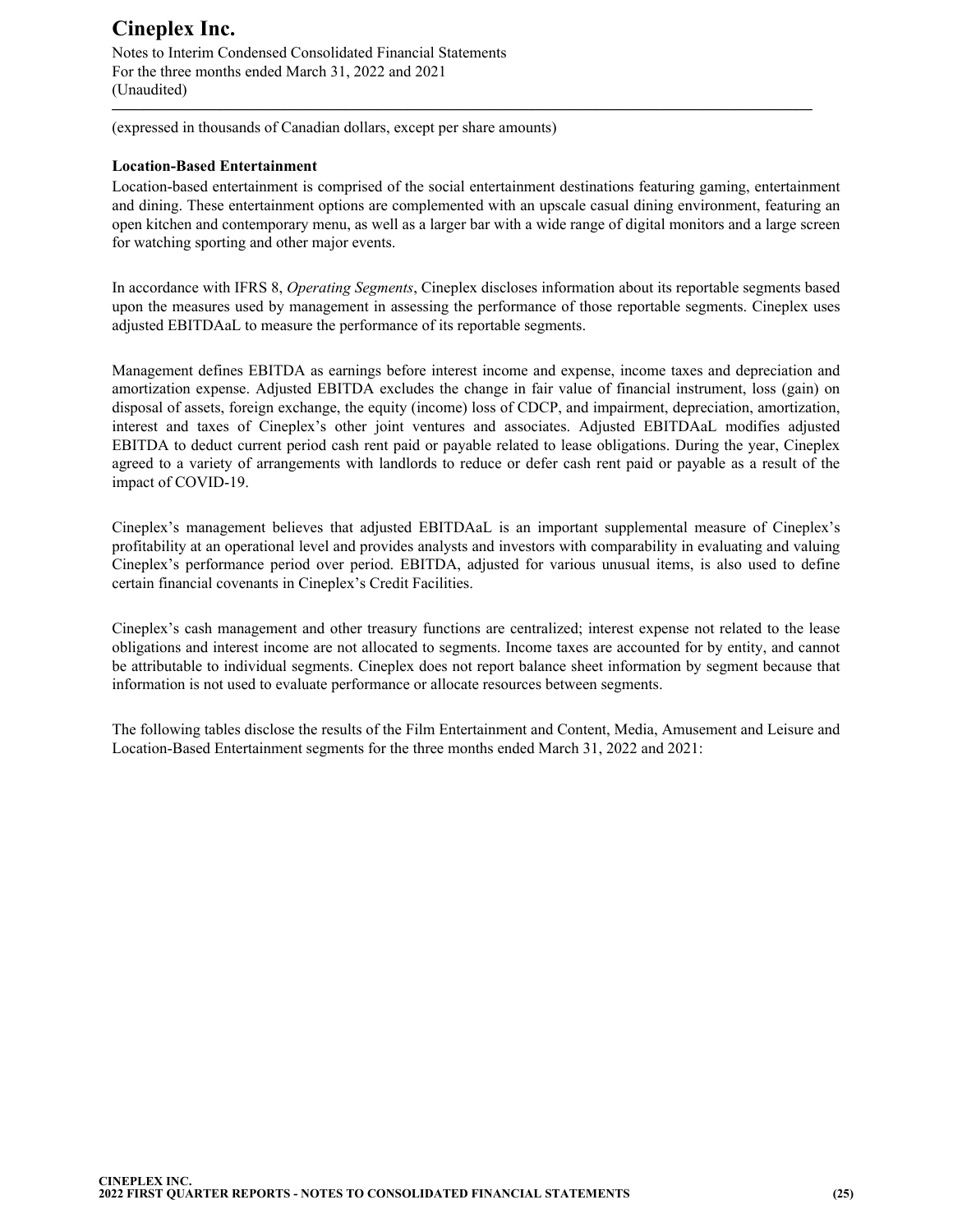(expressed in thousands of Canadian dollars, except per share amounts)

**Location-Based Entertainment**

Location-based entertainment is comprised of the social entertainment destinations featuring gaming, entertainment and dining. These entertainment options are complemented with an upscale casual dining environment, featuring an open kitchen and contemporary menu, as well as a larger bar with a wide range of digital monitors and a large screen for watching sporting and other major events.

In accordance with IFRS 8, *Operating Segments*, Cineplex discloses information about its reportable segments based upon the measures used by management in assessing the performance of those reportable segments. Cineplex uses adjusted EBITDAaL to measure the performance of its reportable segments.

Management defines EBITDA as earnings before interest income and expense, income taxes and depreciation and amortization expense. Adjusted EBITDA excludes the change in fair value of financial instrument, loss (gain) on disposal of assets, foreign exchange, the equity (income) loss of CDCP, and impairment, depreciation, amortization, interest and taxes of Cineplex's other joint ventures and associates. Adjusted EBITDAaL modifies adjusted EBITDA to deduct current period cash rent paid or payable related to lease obligations. During the year, Cineplex agreed to a variety of arrangements with landlords to reduce or defer cash rent paid or payable as a result of the impact of COVID-19.

Cineplex's management believes that adjusted EBITDAaL is an important supplemental measure of Cineplex's profitability at an operational level and provides analysts and investors with comparability in evaluating and valuing Cineplex's performance period over period. EBITDA, adjusted for various unusual items, is also used to define certain financial covenants in Cineplex's Credit Facilities.

Cineplex's cash management and other treasury functions are centralized; interest expense not related to the lease obligations and interest income are not allocated to segments. Income taxes are accounted for by entity, and cannot be attributable to individual segments. Cineplex does not report balance sheet information by segment because that information is not used to evaluate performance or allocate resources between segments.

The following tables disclose the results of the Film Entertainment and Content, Media, Amusement and Leisure and Location-Based Entertainment segments for the three months ended March 31, 2022 and 2021: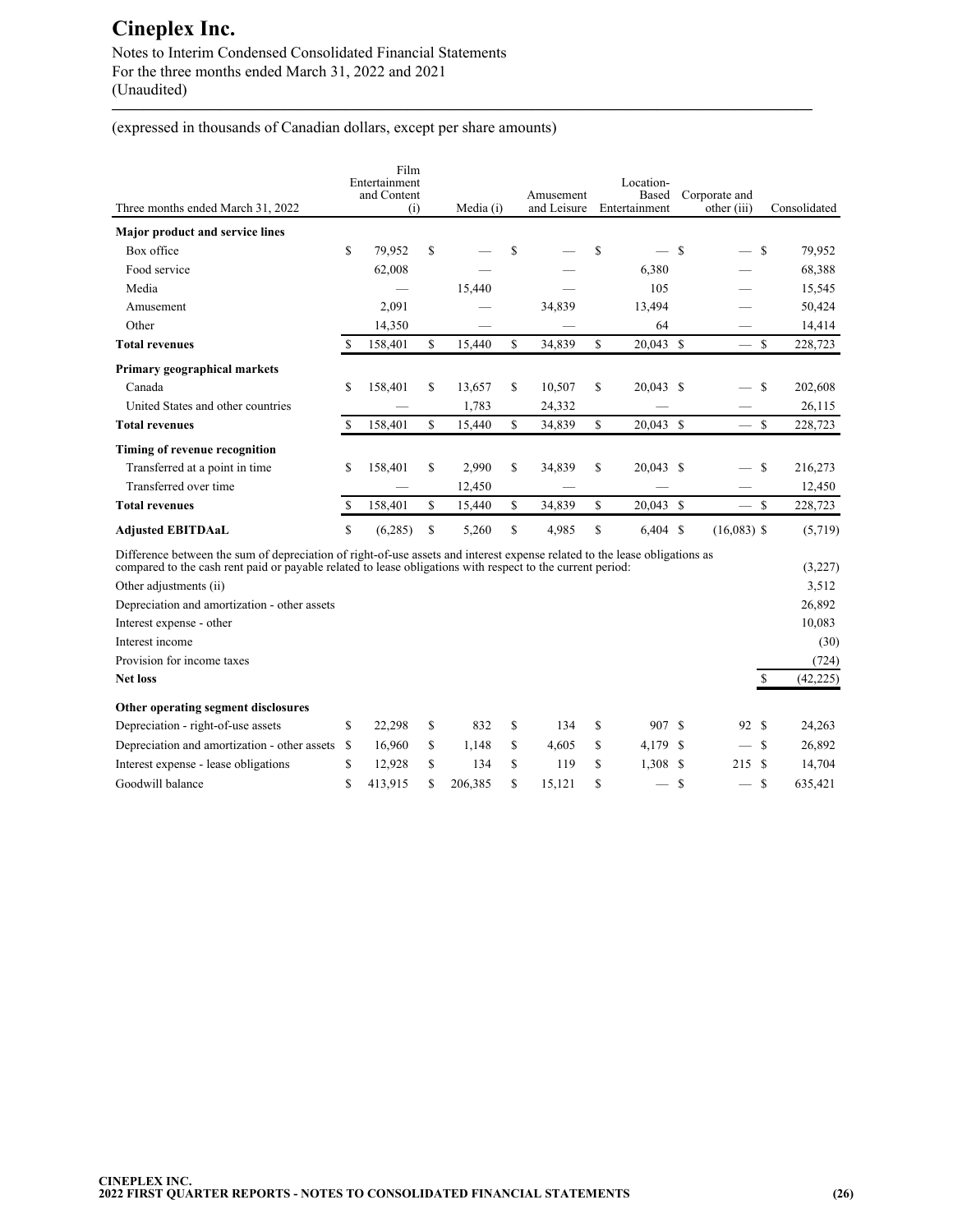# Cineplex Inc.

Notes to Interim Condensed Consolidated Financial Statements
For the three months ended March 31, 2022 and 2021
(Unaudited)

(expressed in thousands of Canadian dollars, except per share amounts)

| Three months ended March 31, 2022 | Film Entertainment and Content (i) | Media (i) | Amusement and Leisure | Location-Based Entertainment | Corporate and other (iii) | Consolidated |
|---|---|---|---|---|---|---|
| **Major product and service lines** | | | | | | |
| Box office | $ 79,952 | $ — | $ — | $ — | $ — | $ 79,952 |
| Food service | 62,008 | — | — | 6,380 | — | 68,388 |
| Media | — | 15,440 | — | 105 | — | 15,545 |
| Amusement | 2,091 | — | 34,839 | 13,494 | — | 50,424 |
| Other | 14,350 | — | — | 64 | — | 14,414 |
| **Total revenues** | $ 158,401 | $ 15,440 | $ 34,839 | $ 20,043 | $ — | $ 228,723 |
| **Primary geographical markets** | | | | | | |
| Canada | $ 158,401 | $ 13,657 | $ 10,507 | $ 20,043 | $ — | $ 202,608 |
| United States and other countries | — | 1,783 | 24,332 | — | — | 26,115 |
| **Total revenues** | $ 158,401 | $ 15,440 | $ 34,839 | $ 20,043 | $ — | $ 228,723 |
| **Timing of revenue recognition** | | | | | | |
| Transferred at a point in time | $ 158,401 | $ 2,990 | $ 34,839 | $ 20,043 | $ — | $ 216,273 |
| Transferred over time | — | 12,450 | — | — | — | 12,450 |
| **Total revenues** | $ 158,401 | $ 15,440 | $ 34,839 | $ 20,043 | $ — | $ 228,723 |
| **Adjusted EBITDAaL** | $ (6,285) | $ 5,260 | $ 4,985 | $ 6,404 | $ (16,083) | $ (5,719) |
| Difference between the sum of depreciation of right-of-use assets and interest expense related to the lease obligations as compared to the cash rent paid or payable related to lease obligations with respect to the current period: | | | | | | (3,227) |
| Other adjustments (ii) | | | | | | 3,512 |
| Depreciation and amortization - other assets | | | | | | 26,892 |
| Interest expense - other | | | | | | 10,083 |
| Interest income | | | | | | (30) |
| Provision for income taxes | | | | | | (724) |
| **Net loss** | | | | | | $ (42,225) |
| **Other operating segment disclosures** | | | | | | |
| Depreciation - right-of-use assets | $ 22,298 | $ 832 | $ 134 | $ 907 | $ 92 | $ 24,263 |
| Depreciation and amortization - other assets | $ 16,960 | $ 1,148 | $ 4,605 | $ 4,179 | $ — | $ 26,892 |
| Interest expense - lease obligations | $ 12,928 | $ 134 | $ 119 | $ 1,308 | $ 215 | $ 14,704 |
| Goodwill balance | $ 413,915 | $ 206,385 | $ 15,121 | $ — | $ — | $ 635,421 |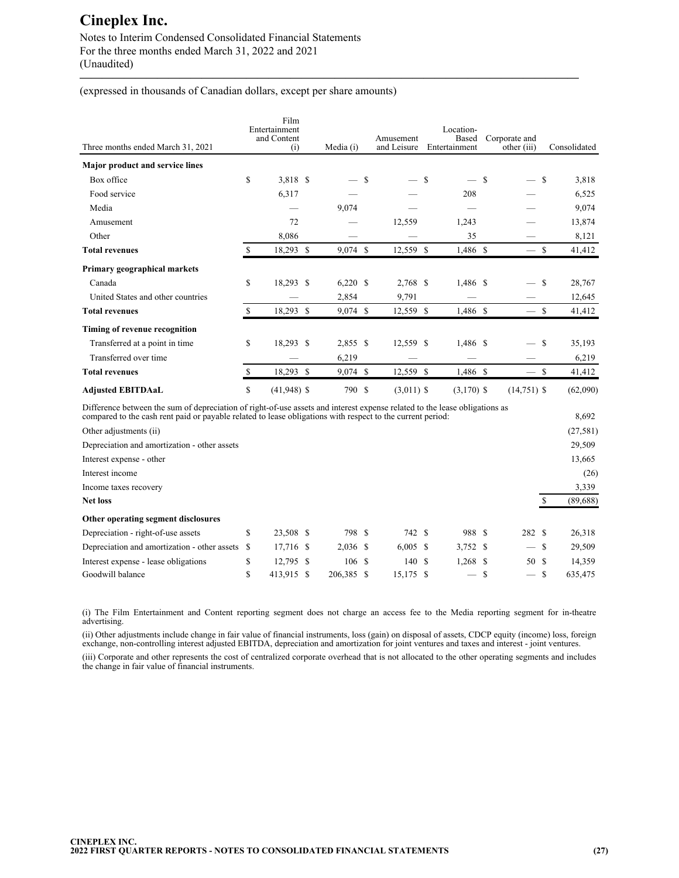# Cineplex Inc.

Notes to Interim Condensed Consolidated Financial Statements
For the three months ended March 31, 2022 and 2021
(Unaudited)

(expressed in thousands of Canadian dollars, except per share amounts)

| Three months ended March 31, 2021 | Film Entertainment and Content (i) | Media (i) | Amusement and Leisure | Location-Based Entertainment | Corporate and other (iii) | Consolidated |
|---|---|---|---|---|---|---|
| **Major product and service lines** | | | | | | |
| Box office | $ 3,818 | $ — | $ — | $ — | $ — | $ 3,818 |
| Food service | 6,317 | — | — | 208 | — | 6,525 |
| Media | — | 9,074 | — | — | — | 9,074 |
| Amusement | 72 | — | 12,559 | 1,243 | — | 13,874 |
| Other | 8,086 | — | — | 35 | — | 8,121 |
| **Total revenues** | $ 18,293 | $ 9,074 | $ 12,559 | $ 1,486 | $ — | $ 41,412 |
| **Primary geographical markets** | | | | | | |
| Canada | $ 18,293 | $ 6,220 | $ 2,768 | $ 1,486 | $ — | $ 28,767 |
| United States and other countries | — | 2,854 | 9,791 | — | — | 12,645 |
| **Total revenues** | $ 18,293 | $ 9,074 | $ 12,559 | $ 1,486 | $ — | $ 41,412 |
| **Timing of revenue recognition** | | | | | | |
| Transferred at a point in time | $ 18,293 | $ 2,855 | $ 12,559 | $ 1,486 | $ — | $ 35,193 |
| Transferred over time | — | 6,219 | — | — | — | 6,219 |
| **Total revenues** | $ 18,293 | $ 9,074 | $ 12,559 | $ 1,486 | $ — | $ 41,412 |
| **Adjusted EBITDAaL** | $ (41,948) | $ 790 | $ (3,011) | $ (3,170) | $ (14,751) | $ (62,090) |
| Difference between the sum of depreciation of right-of-use assets and interest expense related to the lease obligations as compared to the cash rent paid or payable related to lease obligations with respect to the current period: | | | | | | 8,692 |
| Other adjustments (ii) | | | | | | (27,581) |
| Depreciation and amortization - other assets | | | | | | 29,509 |
| Interest expense - other | | | | | | 13,665 |
| Interest income | | | | | | (26) |
| Income taxes recovery | | | | | | 3,339 |
| **Net loss** | | | | | | $ (89,688) |
| **Other operating segment disclosures** | | | | | | |
| Depreciation - right-of-use assets | $ 23,508 | $ 798 | $ 742 | $ 988 | $ 282 | $ 26,318 |
| Depreciation and amortization - other assets | $ 17,716 | $ 2,036 | $ 6,005 | $ 3,752 | $ — | $ 29,509 |
| Interest expense - lease obligations | $ 12,795 | $ 106 | $ 140 | $ 1,268 | $ 50 | $ 14,359 |
| Goodwill balance | $ 413,915 | $ 206,385 | $ 15,175 | $ — | $ — | $ 635,475 |

(i) The Film Entertainment and Content reporting segment does not charge an access fee to the Media reporting segment for in-theatre advertising.

(ii) Other adjustments include change in fair value of financial instruments, loss (gain) on disposal of assets, CDCP equity (income) loss, foreign exchange, non-controlling interest adjusted EBITDA, depreciation and amortization for joint ventures and taxes and interest - joint ventures.

(iii) Corporate and other represents the cost of centralized corporate overhead that is not allocated to the other operating segments and includes the change in fair value of financial instruments.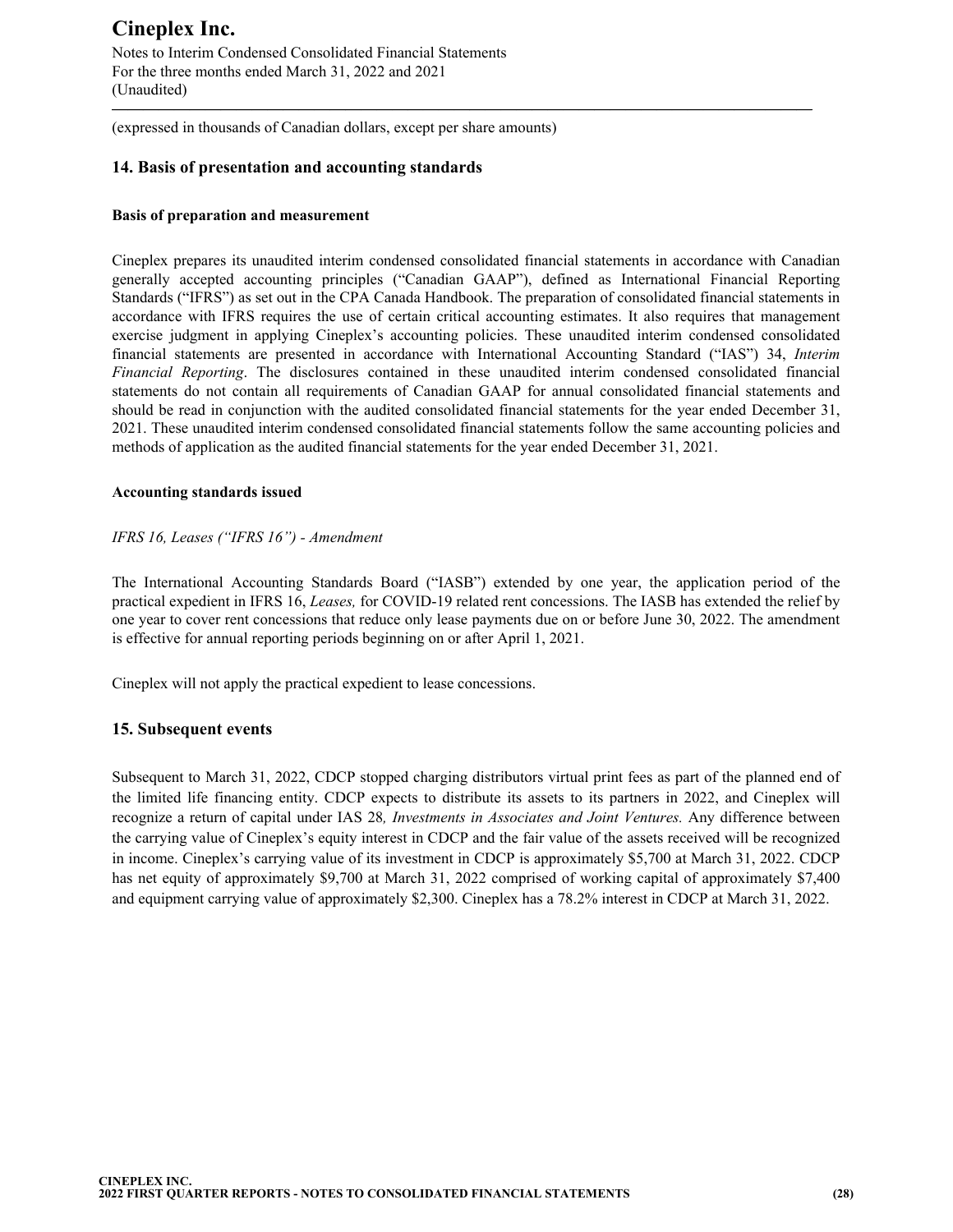(expressed in thousands of Canadian dollars, except per share amounts)

## 14. Basis of presentation and accounting standards

**Basis of preparation and measurement**

Cineplex prepares its unaudited interim condensed consolidated financial statements in accordance with Canadian generally accepted accounting principles ("Canadian GAAP"), defined as International Financial Reporting Standards ("IFRS") as set out in the CPA Canada Handbook. The preparation of consolidated financial statements in accordance with IFRS requires the use of certain critical accounting estimates. It also requires that management exercise judgment in applying Cineplex's accounting policies. These unaudited interim condensed consolidated financial statements are presented in accordance with International Accounting Standard ("IAS") 34, *Interim Financial Reporting*. The disclosures contained in these unaudited interim condensed consolidated financial statements do not contain all requirements of Canadian GAAP for annual consolidated financial statements and should be read in conjunction with the audited consolidated financial statements for the year ended December 31, 2021. These unaudited interim condensed consolidated financial statements follow the same accounting policies and methods of application as the audited financial statements for the year ended December 31, 2021.

**Accounting standards issued**

*IFRS 16, Leases ("IFRS 16") - Amendment*

The International Accounting Standards Board ("IASB") extended by one year, the application period of the practical expedient in IFRS 16, *Leases,* for COVID-19 related rent concessions. The IASB has extended the relief by one year to cover rent concessions that reduce only lease payments due on or before June 30, 2022. The amendment is effective for annual reporting periods beginning on or after April 1, 2021.

Cineplex will not apply the practical expedient to lease concessions.

## 15. Subsequent events

Subsequent to March 31, 2022, CDCP stopped charging distributors virtual print fees as part of the planned end of the limited life financing entity. CDCP expects to distribute its assets to its partners in 2022, and Cineplex will recognize a return of capital under IAS 28*, Investments in Associates and Joint Ventures.* Any difference between the carrying value of Cineplex's equity interest in CDCP and the fair value of the assets received will be recognized in income. Cineplex's carrying value of its investment in CDCP is approximately $5,700 at March 31, 2022. CDCP has net equity of approximately $9,700 at March 31, 2022 comprised of working capital of approximately $7,400 and equipment carrying value of approximately $2,300. Cineplex has a 78.2% interest in CDCP at March 31, 2022.